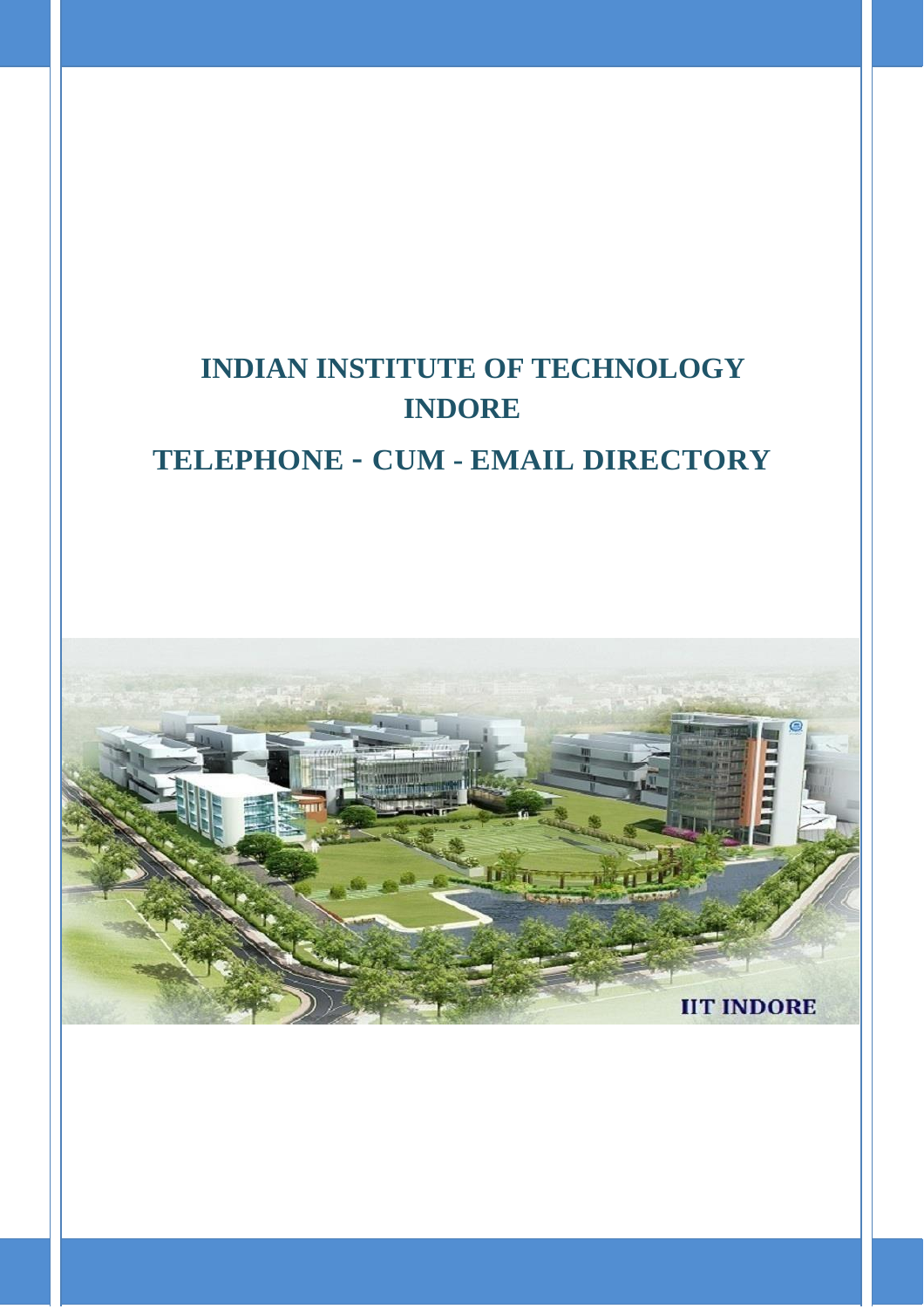# INDIAN INSTITUTE OF TECHNOLOGY INDORE

## TELEPHONE - CUM - EMAIL DIRECTORY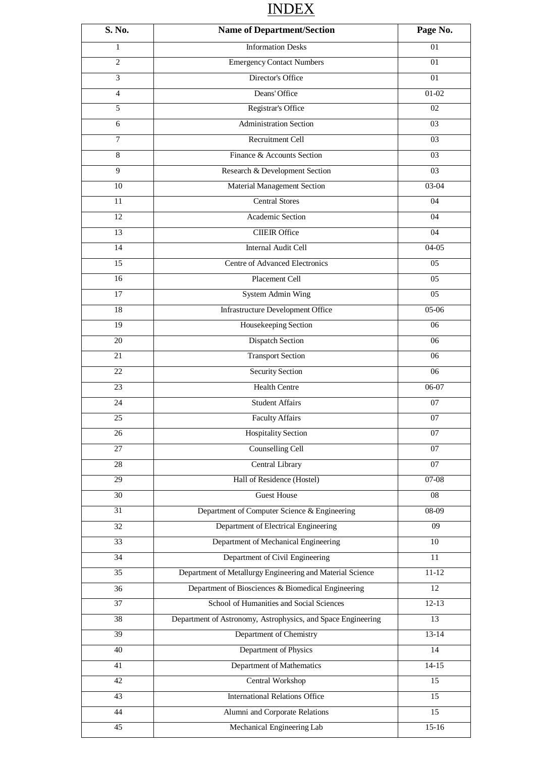# INDEX

| S. No. | Name of Department/Section | Page No. |
|---|---|---|
| 1 | Information Desks | 01 |
| 2 | Emergency Contact Numbers | 01 |
| 3 | Director's Office | 01 |
| 4 | Deans' Office | 01-02 |
| 5 | Registrar's Office | 02 |
| 6 | Administration Section | 03 |
| 7 | Recruitment Cell | 03 |
| 8 | Finance & Accounts Section | 03 |
| 9 | Research & Development Section | 03 |
| 10 | Material Management Section | 03-04 |
| 11 | Central Stores | 04 |
| 12 | Academic Section | 04 |
| 13 | CIIEIR Office | 04 |
| 14 | Internal Audit Cell | 04-05 |
| 15 | Centre of Advanced Electronics | 05 |
| 16 | Placement Cell | 05 |
| 17 | System Admin Wing | 05 |
| 18 | Infrastructure Development Office | 05-06 |
| 19 | Housekeeping Section | 06 |
| 20 | Dispatch Section | 06 |
| 21 | Transport Section | 06 |
| 22 | Security Section | 06 |
| 23 | Health Centre | 06-07 |
| 24 | Student Affairs | 07 |
| 25 | Faculty Affairs | 07 |
| 26 | Hospitality Section | 07 |
| 27 | Counselling Cell | 07 |
| 28 | Central Library | 07 |
| 29 | Hall of Residence (Hostel) | 07-08 |
| 30 | Guest House | 08 |
| 31 | Department of Computer Science & Engineering | 08-09 |
| 32 | Department of Electrical Engineering | 09 |
| 33 | Department of Mechanical Engineering | 10 |
| 34 | Department of Civil Engineering | 11 |
| 35 | Department of Metallurgy Engineering and Material Science | 11-12 |
| 36 | Department of Biosciences & Biomedical Engineering | 12 |
| 37 | School of Humanities and Social Sciences | 12-13 |
| 38 | Department of Astronomy, Astrophysics, and Space Engineering | 13 |
| 39 | Department of Chemistry | 13-14 |
| 40 | Department of Physics | 14 |
| 41 | Department of Mathematics | 14-15 |
| 42 | Central Workshop | 15 |
| 43 | International Relations Office | 15 |
| 44 | Alumni and Corporate Relations | 15 |
| 45 | Mechanical Engineering Lab | 15-16 |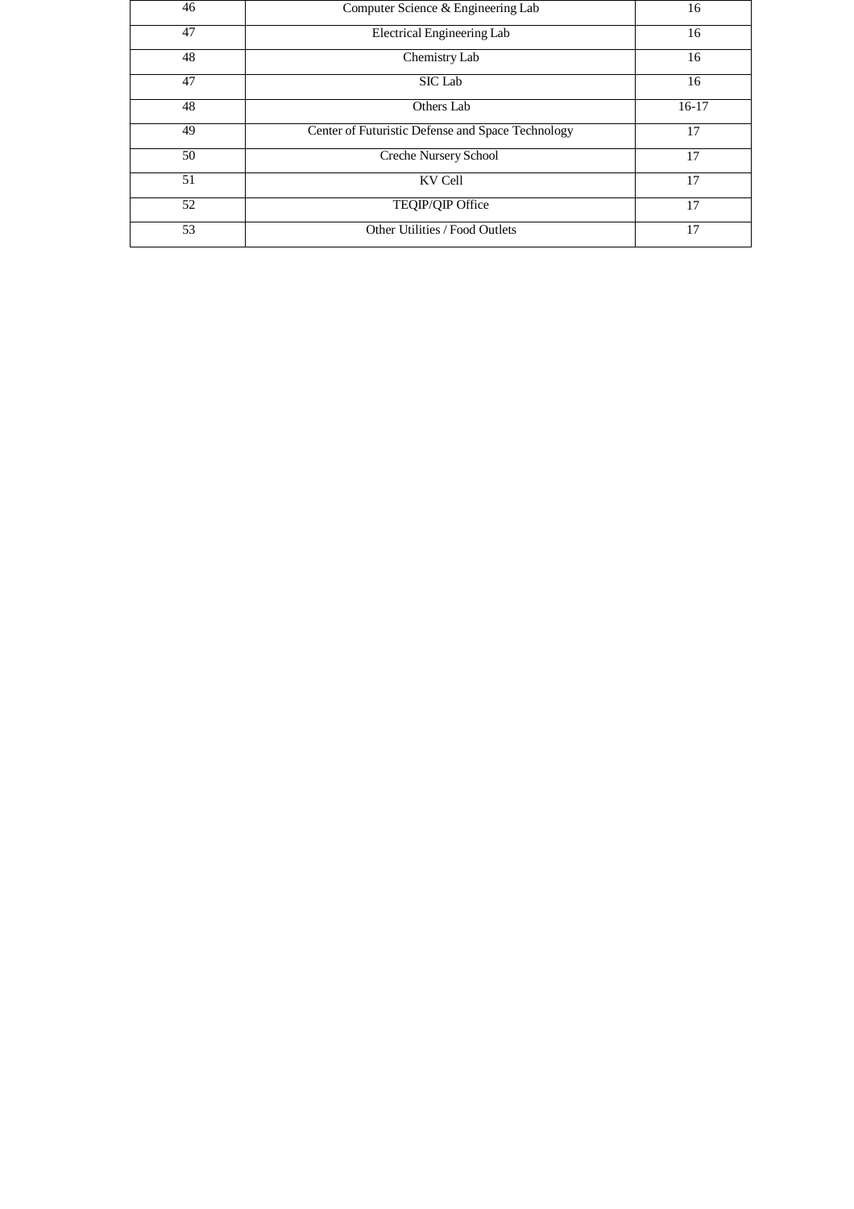| 46 | Computer Science & Engineering Lab | 16 |
|---|---|---|
| 47 | Electrical Engineering Lab | 16 |
| 48 | Chemistry Lab | 16 |
| 47 | SIC Lab | 16 |
| 48 | Others Lab | 16-17 |
| 49 | Center of Futuristic Defense and Space Technology | 17 |
| 50 | Creche Nursery School | 17 |
| 51 | KV Cell | 17 |
| 52 | TEQIP/QIP Office | 17 |
| 53 | Other Utilities / Food Outlets | 17 |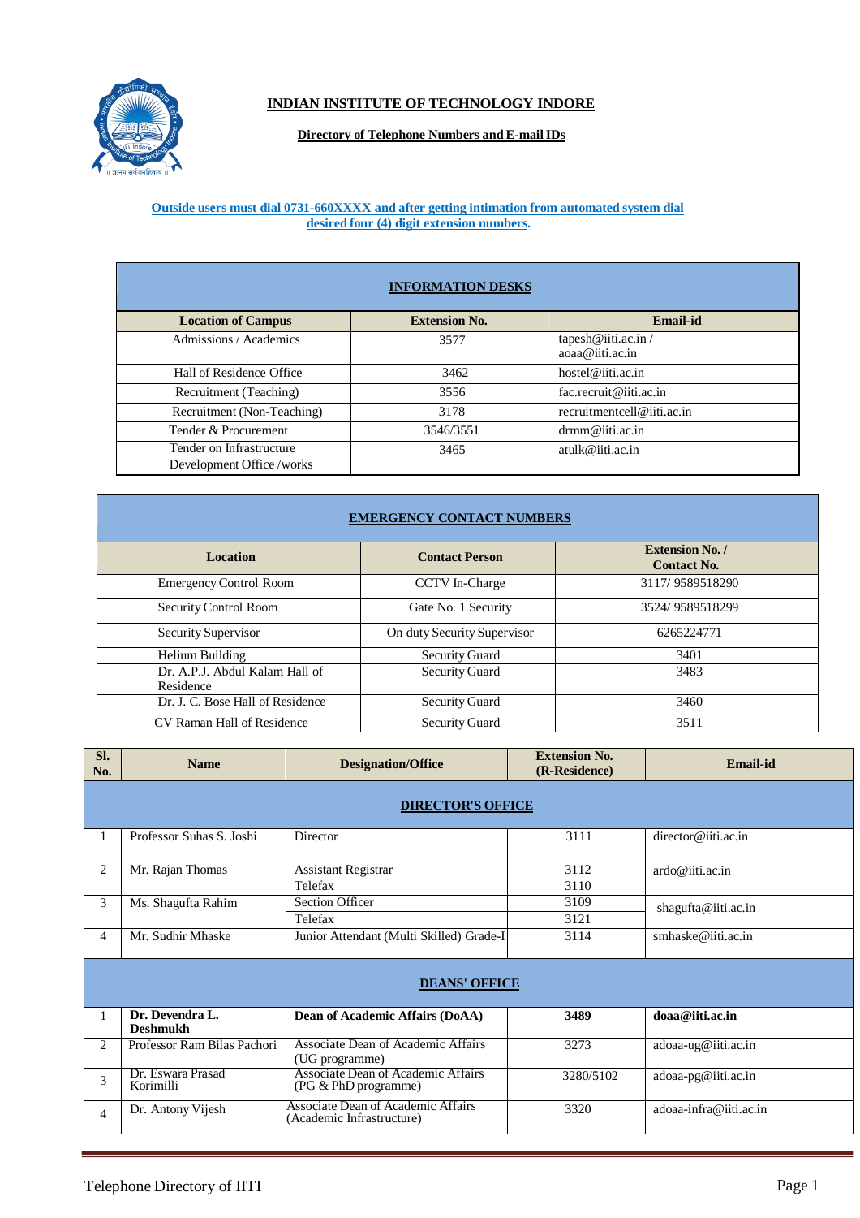# INDIAN INSTITUTE OF TECHNOLOGY INDORE

## Directory of Telephone Numbers and E-mail IDs

**Outside users must dial 0731-660XXXX and after getting intimation from automated system dial desired four (4) digit extension numbers.**

| INFORMATION DESKS | | |
|---|---|---|
| **Location of Campus** | **Extension No.** | **Email-id** |
| Admissions / Academics | 3577 | tapesh@iiti.ac.in / aoaa@iiti.ac.in |
| Hall of Residence Office | 3462 | hostel@iiti.ac.in |
| Recruitment (Teaching) | 3556 | fac.recruit@iiti.ac.in |
| Recruitment (Non-Teaching) | 3178 | recruitmentcell@iiti.ac.in |
| Tender & Procurement | 3546/3551 | drmm@iiti.ac.in |
| Tender on Infrastructure Development Office /works | 3465 | atulk@iiti.ac.in |

| EMERGENCY CONTACT NUMBERS | | |
|---|---|---|
| **Location** | **Contact Person** | **Extension No. / Contact No.** |
| Emergency Control Room | CCTV In-Charge | 3117/ 9589518290 |
| Security Control Room | Gate No. 1 Security | 3524/ 9589518299 |
| Security Supervisor | On duty Security Supervisor | 6265224771 |
| Helium Building | Security Guard | 3401 |
| Dr. A.P.J. Abdul Kalam Hall of Residence | Security Guard | 3483 |
| Dr. J. C. Bose Hall of Residence | Security Guard | 3460 |
| CV Raman Hall of Residence | Security Guard | 3511 |

| Sl. No. | Name | Designation/Office | Extension No. (R-Residence) | Email-id |
|---|---|---|---|---|
| **DIRECTOR'S OFFICE** | | | | |
| 1 | Professor Suhas S. Joshi | Director | 3111 | director@iiti.ac.in |
| 2 | Mr. Rajan Thomas | Assistant Registrar | 3112 | ardo@iiti.ac.in |
| | | Telefax | 3110 | |
| 3 | Ms. Shagufta Rahim | Section Officer | 3109 | shagufta@iiti.ac.in |
| | | Telefax | 3121 | |
| 4 | Mr. Sudhir Mhaske | Junior Attendant (Multi Skilled) Grade-I | 3114 | smhaske@iiti.ac.in |
| **DEANS' OFFICE** | | | | |
| 1 | **Dr. Devendra L. Deshmukh** | **Dean of Academic Affairs (DoAA)** | **3489** | **doaa@iiti.ac.in** |
| 2 | Professor Ram Bilas Pachori | Associate Dean of Academic Affairs (UG programme) | 3273 | adoaa-ug@iiti.ac.in |
| 3 | Dr. Eswara Prasad Korimilli | Associate Dean of Academic Affairs (PG & PhD programme) | 3280/5102 | adoaa-pg@iiti.ac.in |
| 4 | Dr. Antony Vijesh | Associate Dean of Academic Affairs (Academic Infrastructure) | 3320 | adoaa-infra@iiti.ac.in |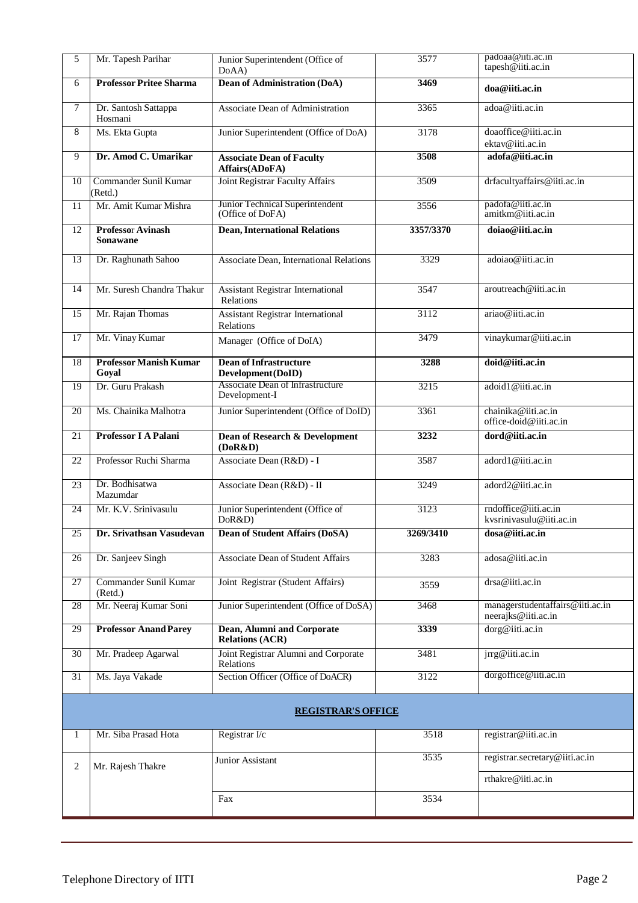| 5 | Mr. Tapesh Parihar | Junior Superintendent (Office of DoAA) | 3577 | padoaa@iiti.ac.in tapesh@iiti.ac.in |
|---|---|---|---|---|
| 6 | **Professor Pritee Sharma** | **Dean of Administration (DoA)** | **3469** | **doa@iiti.ac.in** |
| 7 | Dr. Santosh Sattappa Hosmani | Associate Dean of Administration | 3365 | adoa@iiti.ac.in |
| 8 | Ms. Ekta Gupta | Junior Superintendent (Office of DoA) | 3178 | doaoffice@iiti.ac.in ektav@iiti.ac.in |
| 9 | **Dr. Amod C. Umarikar** | **Associate Dean of Faculty Affairs(ADoFA)** | **3508** | **adofa@iiti.ac.in** |
| 10 | Commander Sunil Kumar (Retd.) | Joint Registrar Faculty Affairs | 3509 | drfacultyaffairs@iiti.ac.in |
| 11 | Mr. Amit Kumar Mishra | Junior Technical Superintendent (Office of DoFA) | 3556 | padofa@iiti.ac.in amitkm@iiti.ac.in |
| 12 | **Professor Avinash Sonawane** | **Dean, International Relations** | **3357/3370** | **doiao@iiti.ac.in** |
| 13 | Dr. Raghunath Sahoo | Associate Dean, International Relations | 3329 | adoiao@iiti.ac.in |
| 14 | Mr. Suresh Chandra Thakur | Assistant Registrar International Relations | 3547 | aroutreach@iiti.ac.in |
| 15 | Mr. Rajan Thomas | Assistant Registrar International Relations | 3112 | ariao@iiti.ac.in |
| 17 | Mr. Vinay Kumar | Manager (Office of DoIA) | 3479 | vinaykumar@iiti.ac.in |
| 18 | **Professor Manish Kumar Goyal** | **Dean of Infrastructure Development(DoID)** | **3288** | **doid@iiti.ac.in** |
| 19 | Dr. Guru Prakash | Associate Dean of Infrastructure Development-I | 3215 | adoid1@iiti.ac.in |
| 20 | Ms. Chainika Malhotra | Junior Superintendent (Office of DoID) | 3361 | chainika@iiti.ac.in office-doid@iiti.ac.in |
| 21 | **Professor I A Palani** | **Dean of Research & Development (DoR&D)** | **3232** | **dord@iiti.ac.in** |
| 22 | Professor Ruchi Sharma | Associate Dean (R&D) - I | 3587 | adord1@iiti.ac.in |
| 23 | Dr. Bodhisatwa Mazumdar | Associate Dean (R&D) - II | 3249 | adord2@iiti.ac.in |
| 24 | Mr. K.V. Srinivasulu | Junior Superintendent (Office of DoR&D) | 3123 | rndoffice@iiti.ac.in kvsrinivasulu@iiti.ac.in |
| 25 | **Dr. Srivathsan Vasudevan** | **Dean of Student Affairs (DoSA)** | **3269/3410** | **dosa@iiti.ac.in** |
| 26 | Dr. Sanjeev Singh | Associate Dean of Student Affairs | 3283 | adosa@iiti.ac.in |
| 27 | Commander Sunil Kumar (Retd.) | Joint Registrar (Student Affairs) | 3559 | drsa@iiti.ac.in |
| 28 | Mr. Neeraj Kumar Soni | Junior Superintendent (Office of DoSA) | 3468 | managerstudentaffairs@iiti.ac.in neerajks@iiti.ac.in |
| 29 | **Professor Anand Parey** | **Dean, Alumni and Corporate Relations (ACR)** | **3339** | dorg@iiti.ac.in |
| 30 | Mr. Pradeep Agarwal | Joint Registrar Alumni and Corporate Relations | 3481 | jrrg@iiti.ac.in |
| 31 | Ms. Jaya Vakade | Section Officer (Office of DoACR) | 3122 | dorgoffice@iiti.ac.in |
| | | **REGISTRAR'S OFFICE** | | |
| 1 | Mr. Siba Prasad Hota | Registrar I/c | 3518 | registrar@iiti.ac.in |
| 2 | Mr. Rajesh Thakre | Junior Assistant | 3535 | registrar.secretary@iiti.ac.in rthakre@iiti.ac.in |
| | | Fax | 3534 | |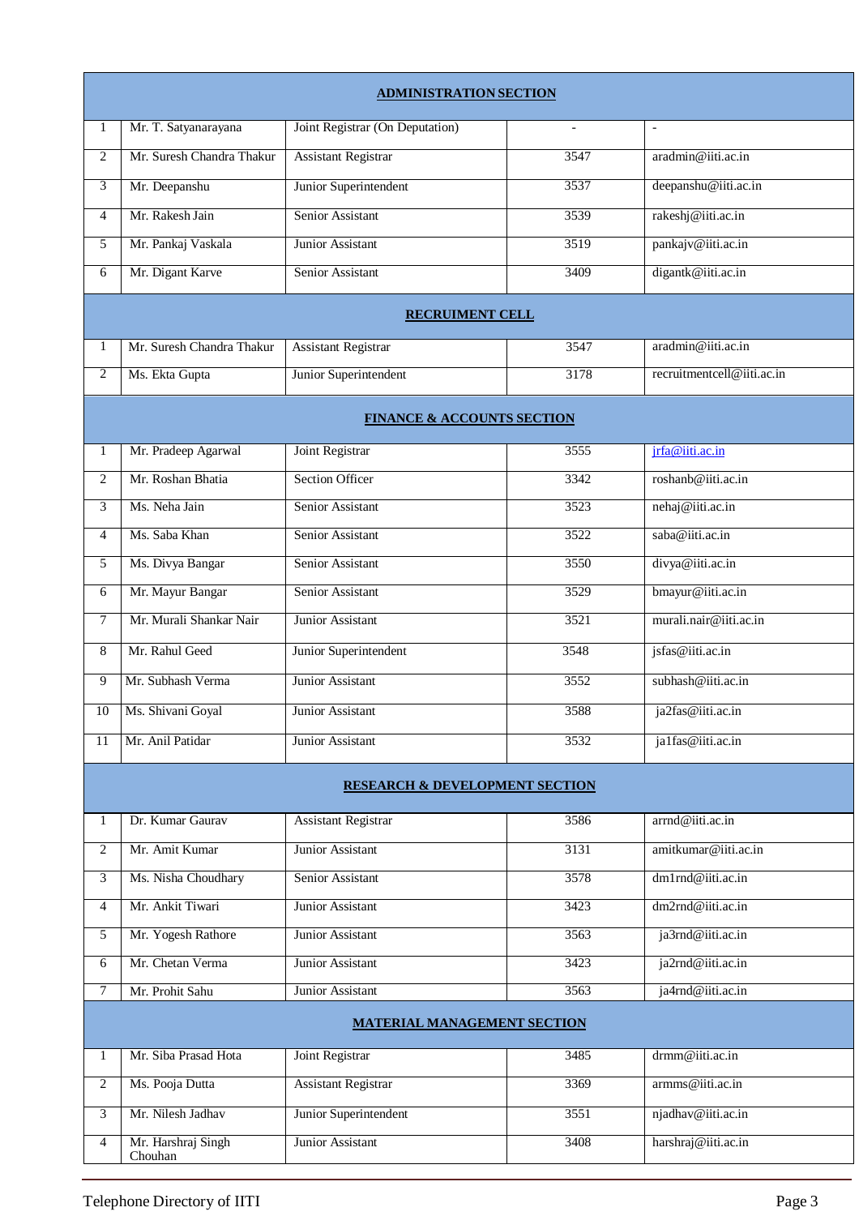| | | | | |
|---|---|---|---|---|
| **ADMINISTRATION SECTION** | | | | |
| 1 | Mr. T. Satyanarayana | Joint Registrar (On Deputation) | - | - |
| 2 | Mr. Suresh Chandra Thakur | Assistant Registrar | 3547 | aradmin@iiti.ac.in |
| 3 | Mr. Deepanshu | Junior Superintendent | 3537 | deepanshu@iiti.ac.in |
| 4 | Mr. Rakesh Jain | Senior Assistant | 3539 | rakeshj@iiti.ac.in |
| 5 | Mr. Pankaj Vaskala | Junior Assistant | 3519 | pankajv@iiti.ac.in |
| 6 | Mr. Digant Karve | Senior Assistant | 3409 | digantk@iiti.ac.in |
| **RECRUIMENT CELL** | | | | |
| 1 | Mr. Suresh Chandra Thakur | Assistant Registrar | 3547 | aradmin@iiti.ac.in |
| 2 | Ms. Ekta Gupta | Junior Superintendent | 3178 | recruitmentcell@iiti.ac.in |
| **FINANCE & ACCOUNTS SECTION** | | | | |
| 1 | Mr. Pradeep Agarwal | Joint Registrar | 3555 | jrfa@iiti.ac.in |
| 2 | Mr. Roshan Bhatia | Section Officer | 3342 | roshanb@iiti.ac.in |
| 3 | Ms. Neha Jain | Senior Assistant | 3523 | nehaj@iiti.ac.in |
| 4 | Ms. Saba Khan | Senior Assistant | 3522 | saba@iiti.ac.in |
| 5 | Ms. Divya Bangar | Senior Assistant | 3550 | divya@iiti.ac.in |
| 6 | Mr. Mayur Bangar | Senior Assistant | 3529 | bmayur@iiti.ac.in |
| 7 | Mr. Murali Shankar Nair | Junior Assistant | 3521 | murali.nair@iiti.ac.in |
| 8 | Mr. Rahul Geed | Junior Superintendent | 3548 | jsfas@iiti.ac.in |
| 9 | Mr. Subhash Verma | Junior Assistant | 3552 | subhash@iiti.ac.in |
| 10 | Ms. Shivani Goyal | Junior Assistant | 3588 | ja2fas@iiti.ac.in |
| 11 | Mr. Anil Patidar | Junior Assistant | 3532 | ja1fas@iiti.ac.in |
| **RESEARCH & DEVELOPMENT SECTION** | | | | |
| 1 | Dr. Kumar Gaurav | Assistant Registrar | 3586 | arrnd@iiti.ac.in |
| 2 | Mr. Amit Kumar | Junior Assistant | 3131 | amitkumar@iiti.ac.in |
| 3 | Ms. Nisha Choudhary | Senior Assistant | 3578 | dm1rnd@iiti.ac.in |
| 4 | Mr. Ankit Tiwari | Junior Assistant | 3423 | dm2rnd@iiti.ac.in |
| 5 | Mr. Yogesh Rathore | Junior Assistant | 3563 | ja3rnd@iiti.ac.in |
| 6 | Mr. Chetan Verma | Junior Assistant | 3423 | ja2rnd@iiti.ac.in |
| 7 | Mr. Prohit Sahu | Junior Assistant | 3563 | ja4rnd@iiti.ac.in |
| **MATERIAL MANAGEMENT SECTION** | | | | |
| 1 | Mr. Siba Prasad Hota | Joint Registrar | 3485 | drmm@iiti.ac.in |
| 2 | Ms. Pooja Dutta | Assistant Registrar | 3369 | armms@iiti.ac.in |
| 3 | Mr. Nilesh Jadhav | Junior Superintendent | 3551 | njadhav@iiti.ac.in |
| 4 | Mr. Harshraj Singh Chouhan | Junior Assistant | 3408 | harshraj@iiti.ac.in |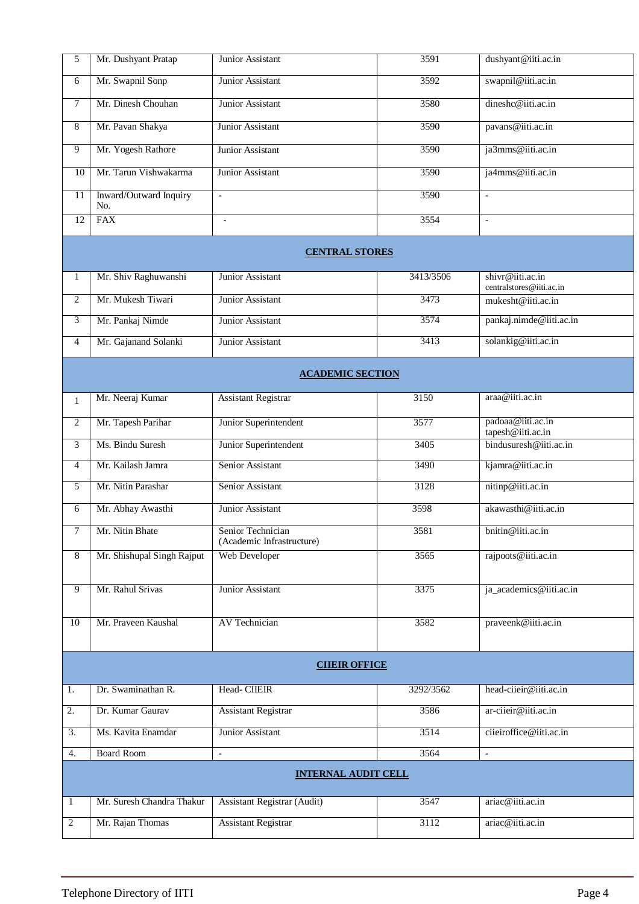| | | | | |
|---|---|---|---|---|
| 5 | Mr. Dushyant Pratap | Junior Assistant | 3591 | dushyant@iiti.ac.in |
| 6 | Mr. Swapnil Sonp | Junior Assistant | 3592 | swapnil@iiti.ac.in |
| 7 | Mr. Dinesh Chouhan | Junior Assistant | 3580 | dineshc@iiti.ac.in |
| 8 | Mr. Pavan Shakya | Junior Assistant | 3590 | pavans@iiti.ac.in |
| 9 | Mr. Yogesh Rathore | Junior Assistant | 3590 | ja3mms@iiti.ac.in |
| 10 | Mr. Tarun Vishwakarma | Junior Assistant | 3590 | ja4mms@iiti.ac.in |
| 11 | Inward/Outward Inquiry No. | - | 3590 | - |
| 12 | FAX | - | 3554 | - |
| | | **CENTRAL STORES** | | |
| 1 | Mr. Shiv Raghuwanshi | Junior Assistant | 3413/3506 | shivr@iiti.ac.in centralstores@iiti.ac.in |
| 2 | Mr. Mukesh Tiwari | Junior Assistant | 3473 | mukesht@iiti.ac.in |
| 3 | Mr. Pankaj Nimde | Junior Assistant | 3574 | pankaj.nimde@iiti.ac.in |
| 4 | Mr. Gajanand Solanki | Junior Assistant | 3413 | solankig@iiti.ac.in |
| | | **ACADEMIC SECTION** | | |
| 1 | Mr. Neeraj Kumar | Assistant Registrar | 3150 | araa@iiti.ac.in |
| 2 | Mr. Tapesh Parihar | Junior Superintendent | 3577 | padoaa@iiti.ac.in tapesh@iiti.ac.in |
| 3 | Ms. Bindu Suresh | Junior Superintendent | 3405 | bindusuresh@iiti.ac.in |
| 4 | Mr. Kailash Jamra | Senior Assistant | 3490 | kjamra@iiti.ac.in |
| 5 | Mr. Nitin Parashar | Senior Assistant | 3128 | nitinp@iiti.ac.in |
| 6 | Mr. Abhay Awasthi | Junior Assistant | 3598 | akawasthi@iiti.ac.in |
| 7 | Mr. Nitin Bhate | Senior Technician (Academic Infrastructure) | 3581 | bnitin@iiti.ac.in |
| 8 | Mr. Shishupal Singh Rajput | Web Developer | 3565 | rajpoots@iiti.ac.in |
| 9 | Mr. Rahul Srivas | Junior Assistant | 3375 | ja_academics@iiti.ac.in |
| 10 | Mr. Praveen Kaushal | AV Technician | 3582 | praveenk@iiti.ac.in |
| | | **CIIEIR OFFICE** | | |
| 1. | Dr. Swaminathan R. | Head- CIIEIR | 3292/3562 | head-ciieir@iiti.ac.in |
| 2. | Dr. Kumar Gaurav | Assistant Registrar | 3586 | ar-ciieir@iiti.ac.in |
| 3. | Ms. Kavita Enamdar | Junior Assistant | 3514 | ciieiroffice@iiti.ac.in |
| 4. | Board Room | - | 3564 | - |
| | | **INTERNAL AUDIT CELL** | | |
| 1 | Mr. Suresh Chandra Thakur | Assistant Registrar (Audit) | 3547 | ariac@iiti.ac.in |
| 2 | Mr. Rajan Thomas | Assistant Registrar | 3112 | ariac@iiti.ac.in |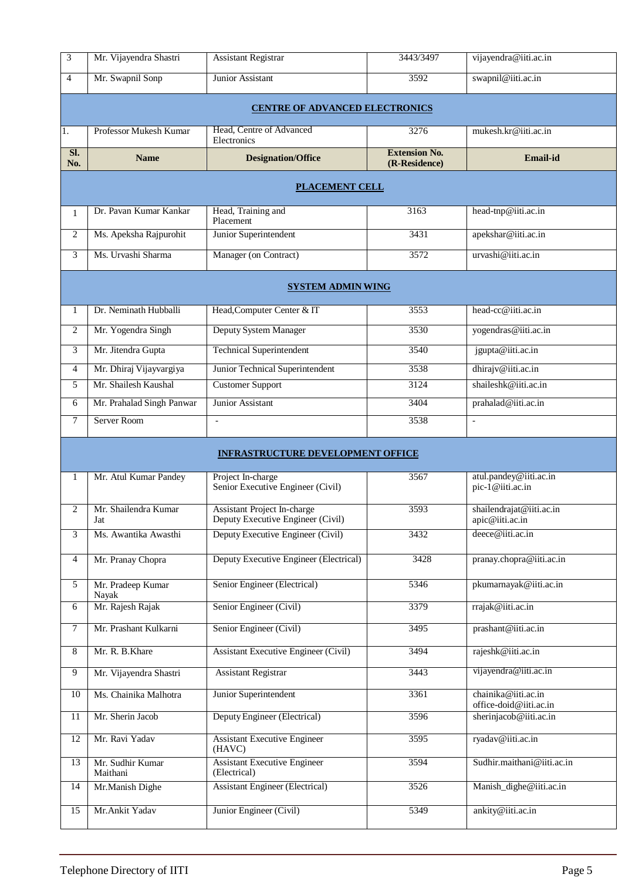| Sl. No. | Name | Designation/Office | Extension No. (R-Residence) | Email-id |
|---|---|---|---|---|
| 3 | Mr. Vijayendra Shastri | Assistant Registrar | 3443/3497 | vijayendra@iiti.ac.in |
| 4 | Mr. Swapnil Sonp | Junior Assistant | 3592 | swapnil@iiti.ac.in |
| | | **CENTRE OF ADVANCED ELECTRONICS** | | |
| 1. | Professor Mukesh Kumar | Head, Centre of Advanced Electronics | 3276 | mukesh.kr@iiti.ac.in |

| Sl. No. | Name | Designation/Office | Extension No. (R-Residence) | Email-id |
|---|---|---|---|---|
| | | **PLACEMENT CELL** | | |
| 1 | Dr. Pavan Kumar Kankar | Head, Training and Placement | 3163 | head-tnp@iiti.ac.in |
| 2 | Ms. Apeksha Rajpurohit | Junior Superintendent | 3431 | apekshar@iiti.ac.in |
| 3 | Ms. Urvashi Sharma | Manager (on Contract) | 3572 | urvashi@iiti.ac.in |
| | | **SYSTEM ADMIN WING** | | |
| 1 | Dr. Neminath Hubballi | Head,Computer Center & IT | 3553 | head-cc@iiti.ac.in |
| 2 | Mr. Yogendra Singh | Deputy System Manager | 3530 | yogendras@iiti.ac.in |
| 3 | Mr. Jitendra Gupta | Technical Superintendent | 3540 | jgupta@iiti.ac.in |
| 4 | Mr. Dhiraj Vijayvargiya | Junior Technical Superintendent | 3538 | dhirajv@iiti.ac.in |
| 5 | Mr. Shailesh Kaushal | Customer Support | 3124 | shaileshk@iiti.ac.in |
| 6 | Mr. Prahalad Singh Panwar | Junior Assistant | 3404 | prahalad@iiti.ac.in |
| 7 | Server Room | - | 3538 | - |
| | | **INFRASTRUCTURE DEVELOPMENT OFFICE** | | |
| 1 | Mr. Atul Kumar Pandey | Project In-charge Senior Executive Engineer (Civil) | 3567 | atul.pandey@iiti.ac.in pic-1@iiti.ac.in |
| 2 | Mr. Shailendra Kumar Jat | Assistant Project In-charge Deputy Executive Engineer (Civil) | 3593 | shailendrajat@iiti.ac.in apic@iiti.ac.in |
| 3 | Ms. Awantika Awasthi | Deputy Executive Engineer (Civil) | 3432 | deece@iiti.ac.in |
| 4 | Mr. Pranay Chopra | Deputy Executive Engineer (Electrical) | 3428 | pranay.chopra@iiti.ac.in |
| 5 | Mr. Pradeep Kumar Nayak | Senior Engineer (Electrical) | 5346 | pkumarnayak@iiti.ac.in |
| 6 | Mr. Rajesh Rajak | Senior Engineer (Civil) | 3379 | rrajak@iiti.ac.in |
| 7 | Mr. Prashant Kulkarni | Senior Engineer (Civil) | 3495 | prashant@iiti.ac.in |
| 8 | Mr. R. B.Khare | Assistant Executive Engineer (Civil) | 3494 | rajeshk@iiti.ac.in |
| 9 | Mr. Vijayendra Shastri | Assistant Registrar | 3443 | vijayendra@iiti.ac.in |
| 10 | Ms. Chainika Malhotra | Junior Superintendent | 3361 | chainika@iiti.ac.in office-doid@iiti.ac.in |
| 11 | Mr. Sherin Jacob | Deputy Engineer (Electrical) | 3596 | sherinjacob@iiti.ac.in |
| 12 | Mr. Ravi Yadav | Assistant Executive Engineer (HAVC) | 3595 | ryadav@iiti.ac.in |
| 13 | Mr. Sudhir Kumar Maithani | Assistant Executive Engineer (Electrical) | 3594 | Sudhir.maithani@iiti.ac.in |
| 14 | Mr.Manish Dighe | Assistant Engineer (Electrical) | 3526 | Manish_dighe@iiti.ac.in |
| 15 | Mr.Ankit Yadav | Junior Engineer (Civil) | 5349 | ankity@iiti.ac.in |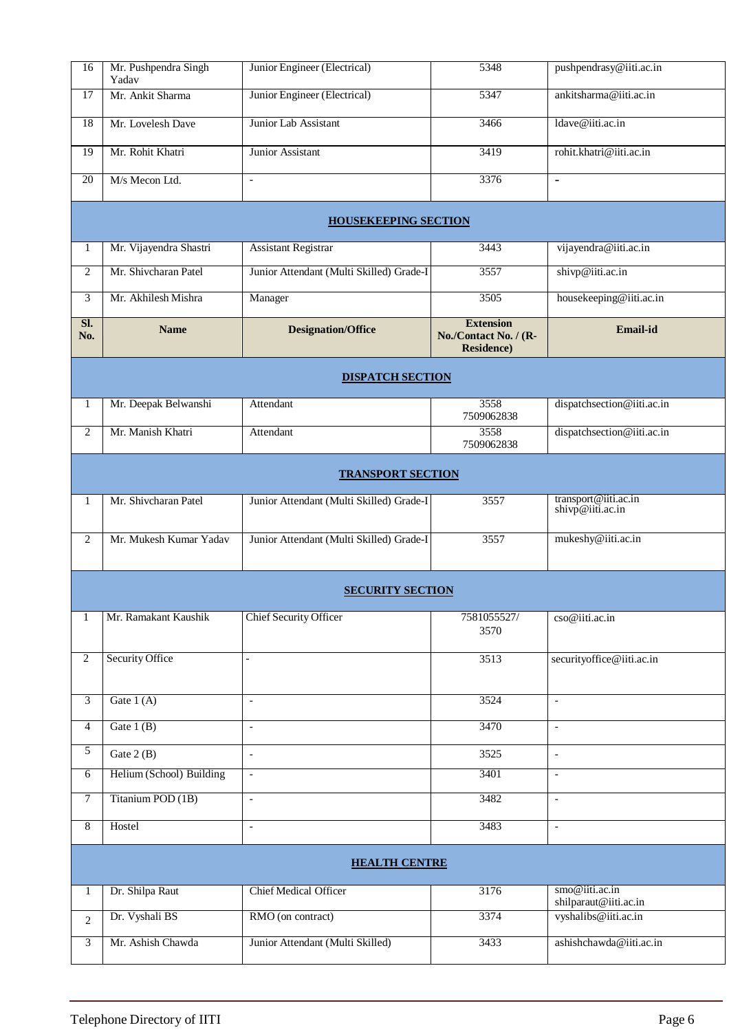| Sl. No. | Name | Designation/Office | Extension No./Contact No. / (R-Residence) | Email-id |
|---|---|---|---|---|
| 16 | Mr. Pushpendra Singh Yadav | Junior Engineer (Electrical) | 5348 | pushpendrasy@iiti.ac.in |
| 17 | Mr. Ankit Sharma | Junior Engineer (Electrical) | 5347 | ankitsharma@iiti.ac.in |
| 18 | Mr. Lovelesh Dave | Junior Lab Assistant | 3466 | ldave@iiti.ac.in |
| 19 | Mr. Rohit Khatri | Junior Assistant | 3419 | rohit.khatri@iiti.ac.in |
| 20 | M/s Mecon Ltd. | - | 3376 | - |
| | | **HOUSEKEEPING SECTION** | | |
| 1 | Mr. Vijayendra Shastri | Assistant Registrar | 3443 | vijayendra@iiti.ac.in |
| 2 | Mr. Shivcharan Patel | Junior Attendant (Multi Skilled) Grade-I | 3557 | shivp@iiti.ac.in |
| 3 | Mr. Akhilesh Mishra | Manager | 3505 | housekeeping@iiti.ac.in |

| Sl. No. | Name | Designation/Office | Extension No./Contact No. / (R-Residence) | Email-id |
|---|---|---|---|---|
| | | **DISPATCH SECTION** | | |
| 1 | Mr. Deepak Belwanshi | Attendant | 3558 7509062838 | dispatchsection@iiti.ac.in |
| 2 | Mr. Manish Khatri | Attendant | 3558 7509062838 | dispatchsection@iiti.ac.in |
| | | **TRANSPORT SECTION** | | |
| 1 | Mr. Shivcharan Patel | Junior Attendant (Multi Skilled) Grade-I | 3557 | transport@iiti.ac.in shivp@iiti.ac.in |
| 2 | Mr. Mukesh Kumar Yadav | Junior Attendant (Multi Skilled) Grade-I | 3557 | mukeshy@iiti.ac.in |
| | | **SECURITY SECTION** | | |
| 1 | Mr. Ramakant Kaushik | Chief Security Officer | 7581055527/ 3570 | cso@iiti.ac.in |
| 2 | Security Office | - | 3513 | securityoffice@iiti.ac.in |
| 3 | Gate 1 (A) | - | 3524 | - |
| 4 | Gate 1 (B) | - | 3470 | - |
| 5 | Gate 2 (B) | - | 3525 | - |
| 6 | Helium (School) Building | - | 3401 | - |
| 7 | Titanium POD (1B) | - | 3482 | - |
| 8 | Hostel | - | 3483 | - |
| | | **HEALTH CENTRE** | | |
| 1 | Dr. Shilpa Raut | Chief Medical Officer | 3176 | smo@iiti.ac.in shilparaut@iiti.ac.in |
| 2 | Dr. Vyshali BS | RMO (on contract) | 3374 | vyshalibs@iiti.ac.in |
| 3 | Mr. Ashish Chawda | Junior Attendant (Multi Skilled) | 3433 | ashishchawda@iiti.ac.in |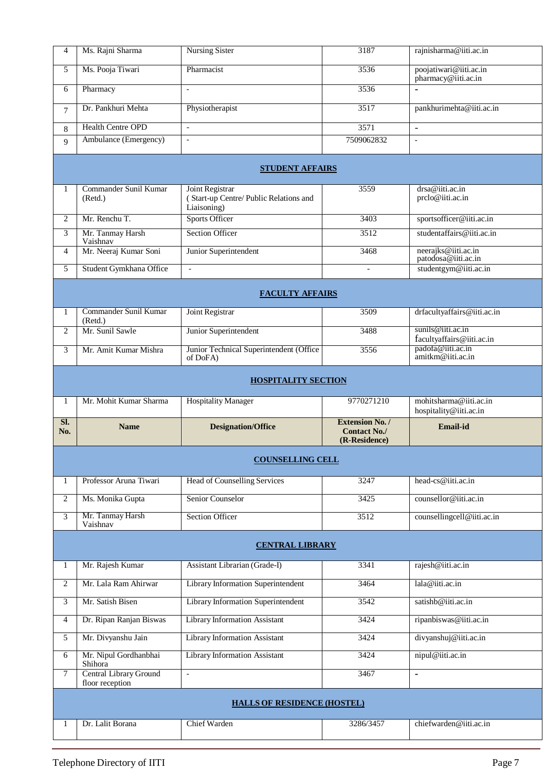| Sl. No. | Name | Designation/Office | Extension No. / Contact No./ (R-Residence) | Email-id |
|---|---|---|---|---|
| 4 | Ms. Rajni Sharma | Nursing Sister | 3187 | rajnisharma@iiti.ac.in |
| 5 | Ms. Pooja Tiwari | Pharmacist | 3536 | poojatiwari@iiti.ac.in pharmacy@iiti.ac.in |
| 6 | Pharmacy | - | 3536 | - |
| 7 | Dr. Pankhuri Mehta | Physiotherapist | 3517 | pankhurimehta@iiti.ac.in |
| 8 | Health Centre OPD | - | 3571 | - |
| 9 | Ambulance (Emergency) | - | 7509062832 | - |
| | | **STUDENT AFFAIRS** | | |
| 1 | Commander Sunil Kumar (Retd.) | Joint Registrar ( Start-up Centre/ Public Relations and Liaisoning) | 3559 | drsa@iiti.ac.in prclo@iiti.ac.in |
| 2 | Mr. Renchu T. | Sports Officer | 3403 | sportsofficer@iiti.ac.in |
| 3 | Mr. Tanmay Harsh Vaishnav | Section Officer | 3512 | studentaffairs@iiti.ac.in |
| 4 | Mr. Neeraj Kumar Soni | Junior Superintendent | 3468 | neerajks@iiti.ac.in patodosa@iiti.ac.in |
| 5 | Student Gymkhana Office | - | - | studentgym@iiti.ac.in |
| | | **FACULTY AFFAIRS** | | |
| 1 | Commander Sunil Kumar (Retd.) | Joint Registrar | 3509 | drfacultyaffairs@iiti.ac.in |
| 2 | Mr. Sunil Sawle | Junior Superintendent | 3488 | sunils@iiti.ac.in facultyaffairs@iiti.ac.in |
| 3 | Mr. Amit Kumar Mishra | Junior Technical Superintendent (Office of DoFA) | 3556 | padofa@iiti.ac.in amitkm@iiti.ac.in |
| | | **HOSPITALITY SECTION** | | |
| 1 | Mr. Mohit Kumar Sharma | Hospitality Manager | 9770271210 | mohitsharma@iiti.ac.in hospitality@iiti.ac.in |
| **Sl. No.** | **Name** | **Designation/Office** | **Extension No. / Contact No./ (R-Residence)** | **Email-id** |
| | | **COUNSELLING CELL** | | |
| 1 | Professor Aruna Tiwari | Head of Counselling Services | 3247 | head-cs@iiti.ac.in |
| 2 | Ms. Monika Gupta | Senior Counselor | 3425 | counsellor@iiti.ac.in |
| 3 | Mr. Tanmay Harsh Vaishnav | Section Officer | 3512 | counsellingcell@iiti.ac.in |
| | | **CENTRAL LIBRARY** | | |
| 1 | Mr. Rajesh Kumar | Assistant Librarian (Grade-I) | 3341 | rajesh@iiti.ac.in |
| 2 | Mr. Lala Ram Ahirwar | Library Information Superintendent | 3464 | lala@iiti.ac.in |
| 3 | Mr. Satish Bisen | Library Information Superintendent | 3542 | satishb@iiti.ac.in |
| 4 | Dr. Ripan Ranjan Biswas | Library Information Assistant | 3424 | ripanbiswas@iiti.ac.in |
| 5 | Mr. Divyanshu Jain | Library Information Assistant | 3424 | divyanshuj@iiti.ac.in |
| 6 | Mr. Nipul Gordhanbhai Shihora | Library Information Assistant | 3424 | nipul@iiti.ac.in |
| 7 | Central Library Ground floor reception | - | 3467 | - |
| | | **HALLS OF RESIDENCE (HOSTEL)** | | |
| 1 | Dr. Lalit Borana | Chief Warden | 3286/3457 | chiefwarden@iiti.ac.in |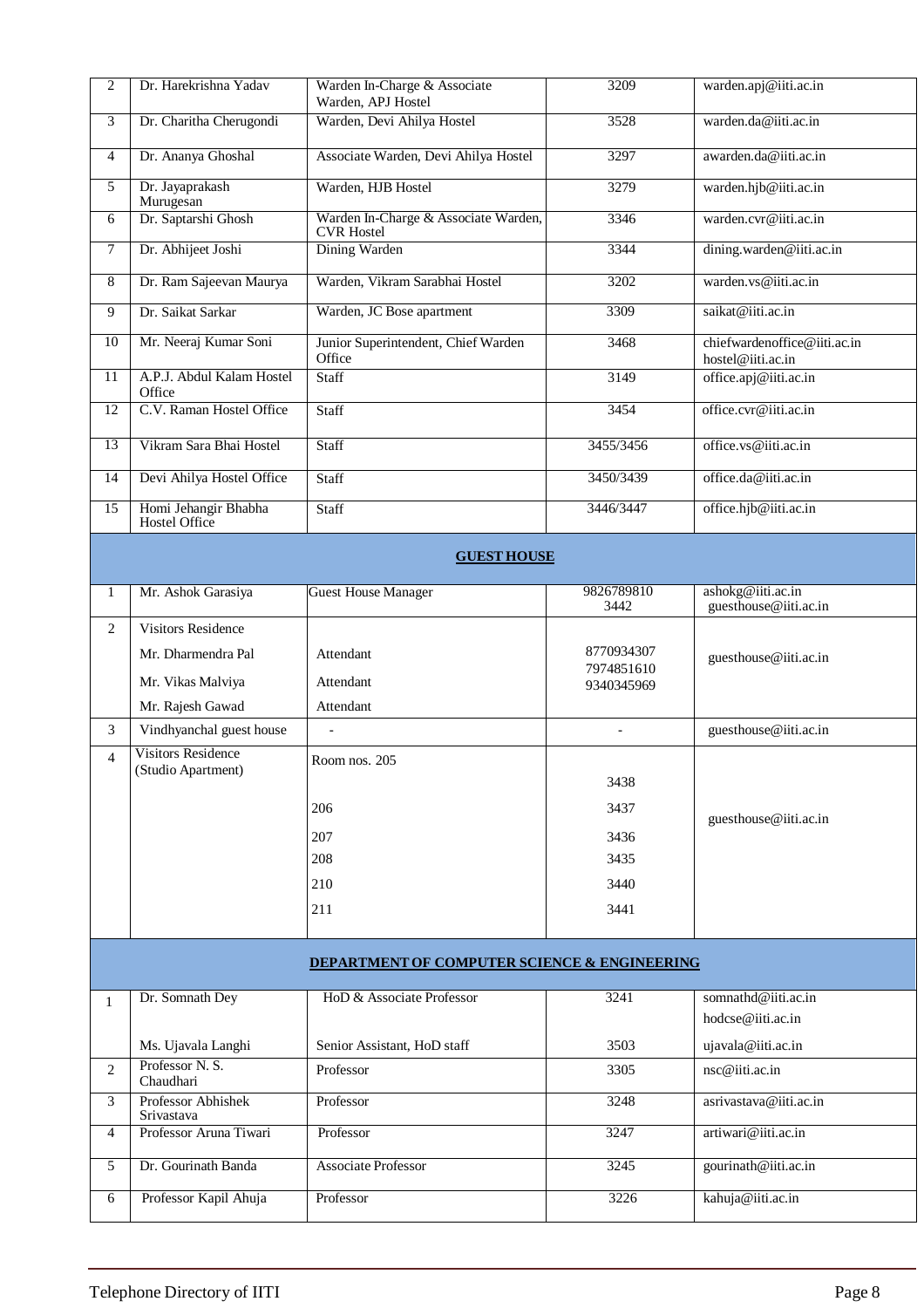| 2 | Dr. Harekrishna Yadav | Warden In-Charge & Associate Warden, APJ Hostel | 3209 | warden.apj@iiti.ac.in |
|---|---|---|---|---|
| 3 | Dr. Charitha Cherugondi | Warden, Devi Ahilya Hostel | 3528 | warden.da@iiti.ac.in |
| 4 | Dr. Ananya Ghoshal | Associate Warden, Devi Ahilya Hostel | 3297 | awarden.da@iiti.ac.in |
| 5 | Dr. Jayaprakash Murugesan | Warden, HJB Hostel | 3279 | warden.hjb@iiti.ac.in |
| 6 | Dr. Saptarshi Ghosh | Warden In-Charge & Associate Warden, CVR Hostel | 3346 | warden.cvr@iiti.ac.in |
| 7 | Dr. Abhijeet Joshi | Dining Warden | 3344 | dining.warden@iiti.ac.in |
| 8 | Dr. Ram Sajeevan Maurya | Warden, Vikram Sarabhai Hostel | 3202 | warden.vs@iiti.ac.in |
| 9 | Dr. Saikat Sarkar | Warden, JC Bose apartment | 3309 | saikat@iiti.ac.in |
| 10 | Mr. Neeraj Kumar Soni | Junior Superintendent, Chief Warden Office | 3468 | chiefwardenoffice@iiti.ac.in hostel@iiti.ac.in |
| 11 | A.P.J. Abdul Kalam Hostel Office | Staff | 3149 | office.apj@iiti.ac.in |
| 12 | C.V. Raman Hostel Office | Staff | 3454 | office.cvr@iiti.ac.in |
| 13 | Vikram Sara Bhai Hostel | Staff | 3455/3456 | office.vs@iiti.ac.in |
| 14 | Devi Ahilya Hostel Office | Staff | 3450/3439 | office.da@iiti.ac.in |
| 15 | Homi Jehangir Bhabha Hostel Office | Staff | 3446/3447 | office.hjb@iiti.ac.in |

## GUEST HOUSE

| | | | | |
|---|---|---|---|---|
| 1 | Mr. Ashok Garasiya | Guest House Manager | 9826789810 3442 | ashokg@iiti.ac.in guesthouse@iiti.ac.in |
| 2 | Visitors Residence | | | |
| | Mr. Dharmendra Pal | Attendant | 8770934307 | guesthouse@iiti.ac.in |
| | Mr. Vikas Malviya | Attendant | 7974851610 | |
| | Mr. Rajesh Gawad | Attendant | 9340345969 | |
| 3 | Vindhyanchal guest house | - | - | guesthouse@iiti.ac.in |
| 4 | Visitors Residence (Studio Apartment) | Room nos. 205 | 3438 | guesthouse@iiti.ac.in |
| | | 206 | 3437 | |
| | | 207 | 3436 | |
| | | 208 | 3435 | |
| | | 210 | 3440 | |
| | | 211 | 3441 | |

## DEPARTMENT OF COMPUTER SCIENCE & ENGINEERING

| | | | | |
|---|---|---|---|---|
| 1 | Dr. Somnath Dey | HoD & Associate Professor | 3241 | somnathd@iiti.ac.in hodcse@iiti.ac.in |
| | Ms. Ujavala Langhi | Senior Assistant, HoD staff | 3503 | ujavala@iiti.ac.in |
| 2 | Professor N. S. Chaudhari | Professor | 3305 | nsc@iiti.ac.in |
| 3 | Professor Abhishek Srivastava | Professor | 3248 | asrivastava@iiti.ac.in |
| 4 | Professor Aruna Tiwari | Professor | 3247 | artiwari@iiti.ac.in |
| 5 | Dr. Gourinath Banda | Associate Professor | 3245 | gourinath@iiti.ac.in |
| 6 | Professor Kapil Ahuja | Professor | 3226 | kahuja@iiti.ac.in |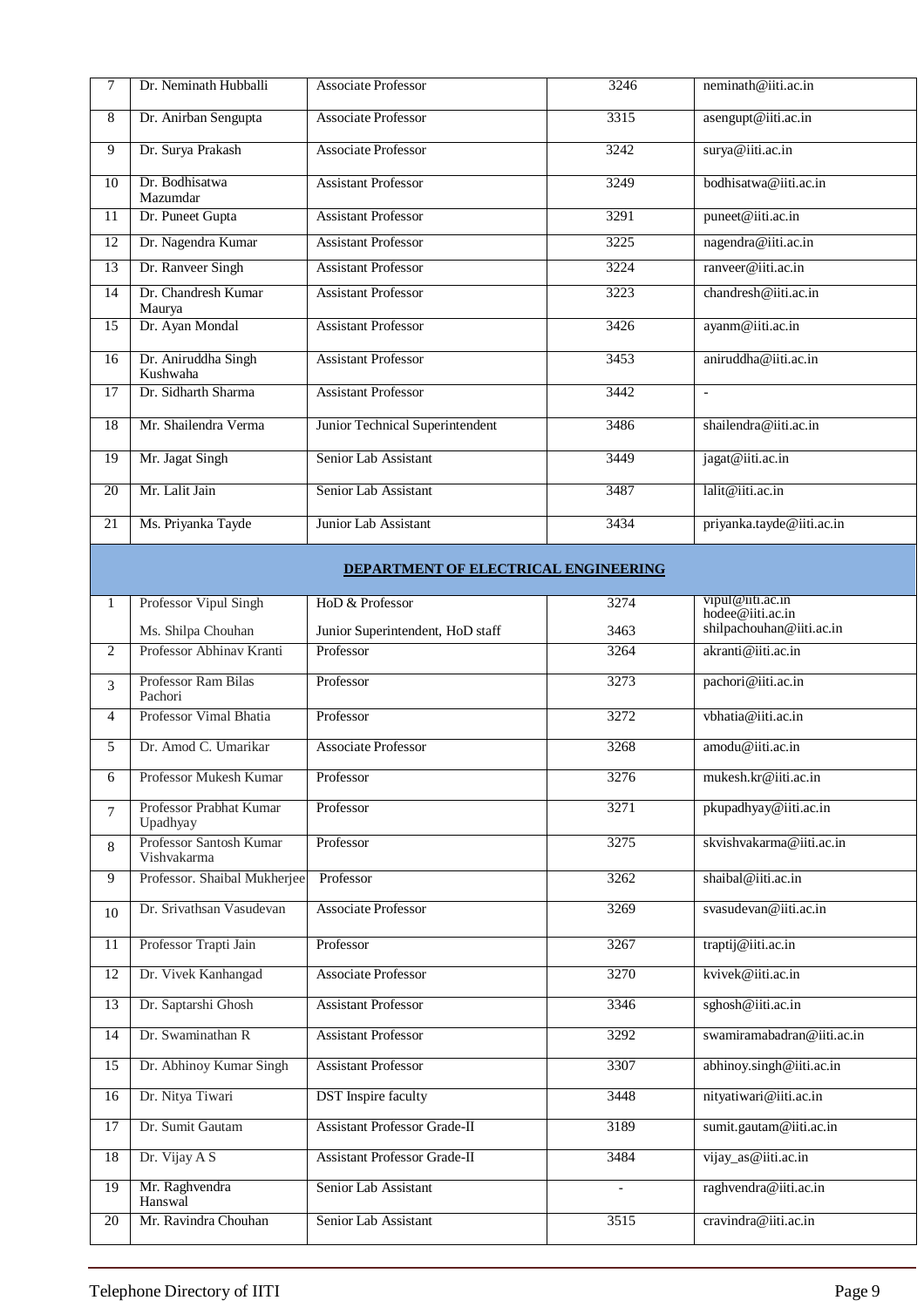| | | | | |
|---|---|---|---|---|
| 7 | Dr. Neminath Hubballi | Associate Professor | 3246 | neminath@iiti.ac.in |
| 8 | Dr. Anirban Sengupta | Associate Professor | 3315 | asengupt@iiti.ac.in |
| 9 | Dr. Surya Prakash | Associate Professor | 3242 | surya@iiti.ac.in |
| 10 | Dr. Bodhisatwa Mazumdar | Assistant Professor | 3249 | bodhisatwa@iiti.ac.in |
| 11 | Dr. Puneet Gupta | Assistant Professor | 3291 | puneet@iiti.ac.in |
| 12 | Dr. Nagendra Kumar | Assistant Professor | 3225 | nagendra@iiti.ac.in |
| 13 | Dr. Ranveer Singh | Assistant Professor | 3224 | ranveer@iiti.ac.in |
| 14 | Dr. Chandresh Kumar Maurya | Assistant Professor | 3223 | chandresh@iiti.ac.in |
| 15 | Dr. Ayan Mondal | Assistant Professor | 3426 | ayanm@iiti.ac.in |
| 16 | Dr. Aniruddha Singh Kushwaha | Assistant Professor | 3453 | aniruddha@iiti.ac.in |
| 17 | Dr. Sidharth Sharma | Assistant Professor | 3442 | - |
| 18 | Mr. Shailendra Verma | Junior Technical Superintendent | 3486 | shailendra@iiti.ac.in |
| 19 | Mr. Jagat Singh | Senior Lab Assistant | 3449 | jagat@iiti.ac.in |
| 20 | Mr. Lalit Jain | Senior Lab Assistant | 3487 | lalit@iiti.ac.in |
| 21 | Ms. Priyanka Tayde | Junior Lab Assistant | 3434 | priyanka.tayde@iiti.ac.in |

## DEPARTMENT OF ELECTRICAL ENGINEERING

| | | | | |
|---|---|---|---|---|
| 1 | Professor Vipul Singh<br>Ms. Shilpa Chouhan | HoD & Professor<br>Junior Superintendent, HoD staff | 3274<br>3463 | vipul@iiti.ac.in<br>hodee@iiti.ac.in<br>shilpachouhan@iiti.ac.in |
| 2 | Professor Abhinav Kranti | Professor | 3264 | akranti@iiti.ac.in |
| 3 | Professor Ram Bilas Pachori | Professor | 3273 | pachori@iiti.ac.in |
| 4 | Professor Vimal Bhatia | Professor | 3272 | vbhatia@iiti.ac.in |
| 5 | Dr. Amod C. Umarikar | Associate Professor | 3268 | amodu@iiti.ac.in |
| 6 | Professor Mukesh Kumar | Professor | 3276 | mukesh.kr@iiti.ac.in |
| 7 | Professor Prabhat Kumar Upadhyay | Professor | 3271 | pkupadhyay@iiti.ac.in |
| 8 | Professor Santosh Kumar Vishvakarma | Professor | 3275 | skvishvakarma@iiti.ac.in |
| 9 | Professor. Shaibal Mukherjee | Professor | 3262 | shaibal@iiti.ac.in |
| 10 | Dr. Srivathsan Vasudevan | Associate Professor | 3269 | svasudevan@iiti.ac.in |
| 11 | Professor Trapti Jain | Professor | 3267 | traptij@iiti.ac.in |
| 12 | Dr. Vivek Kanhangad | Associate Professor | 3270 | kvivek@iiti.ac.in |
| 13 | Dr. Saptarshi Ghosh | Assistant Professor | 3346 | sghosh@iiti.ac.in |
| 14 | Dr. Swaminathan R | Assistant Professor | 3292 | swamiramabadran@iiti.ac.in |
| 15 | Dr. Abhinoy Kumar Singh | Assistant Professor | 3307 | abhinoy.singh@iiti.ac.in |
| 16 | Dr. Nitya Tiwari | DST Inspire faculty | 3448 | nityatiwari@iiti.ac.in |
| 17 | Dr. Sumit Gautam | Assistant Professor Grade-II | 3189 | sumit.gautam@iiti.ac.in |
| 18 | Dr. Vijay A S | Assistant Professor Grade-II | 3484 | vijay_as@iiti.ac.in |
| 19 | Mr. Raghvendra Hanswal | Senior Lab Assistant | - | raghvendra@iiti.ac.in |
| 20 | Mr. Ravindra Chouhan | Senior Lab Assistant | 3515 | cravindra@iiti.ac.in |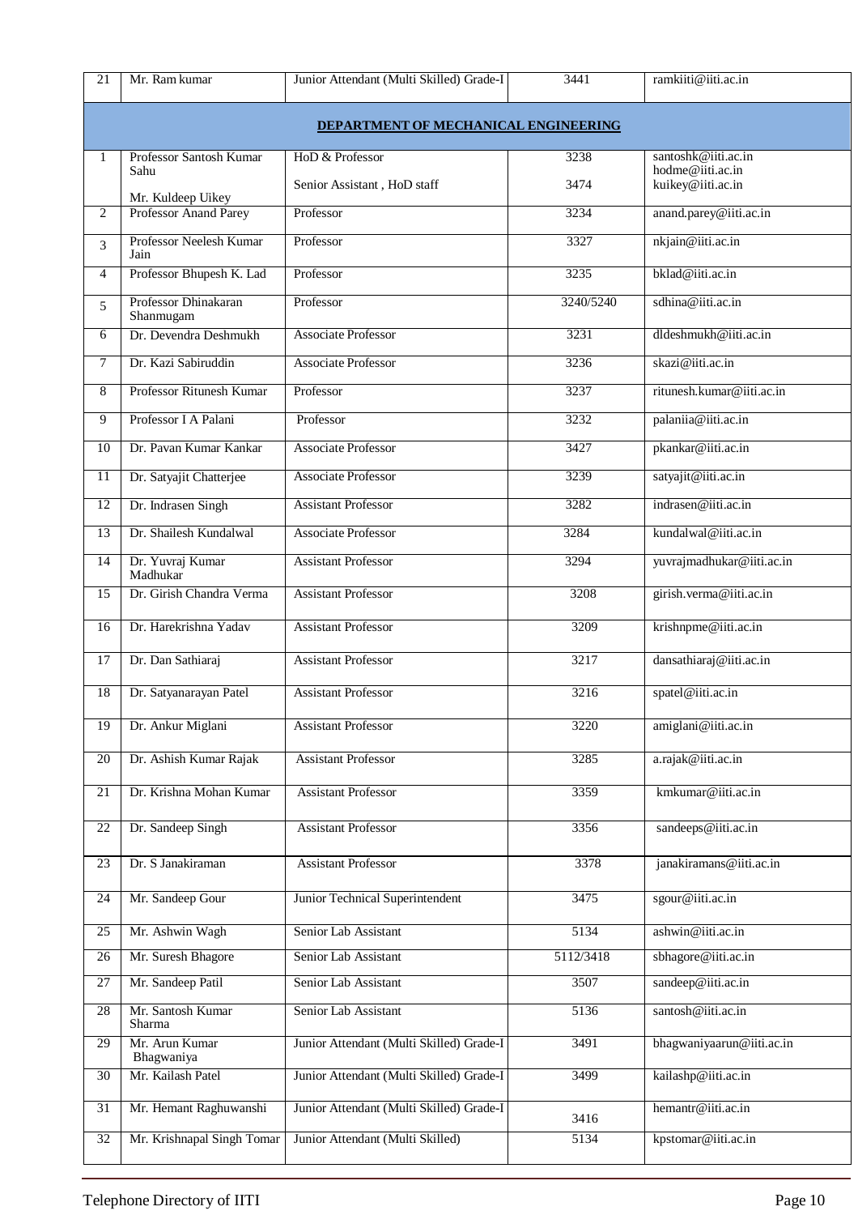| 21 | Mr. Ram kumar | Junior Attendant (Multi Skilled) Grade-I | 3441 | ramkiiti@iiti.ac.in |
|---|---|---|---|---|

## DEPARTMENT OF MECHANICAL ENGINEERING

| | | | | |
|---|---|---|---|---|
| 1 | Professor Santosh Kumar Sahu<br>Mr. Kuldeep Uikey | HoD & Professor<br>Senior Assistant , HoD staff | 3238<br>3474 | santoshk@iiti.ac.in<br>hodme@iiti.ac.in<br>kuikey@iiti.ac.in |
| 2 | Professor Anand Parey | Professor | 3234 | anand.parey@iiti.ac.in |
| 3 | Professor Neelesh Kumar Jain | Professor | 3327 | nkjain@iiti.ac.in |
| 4 | Professor Bhupesh K. Lad | Professor | 3235 | bklad@iiti.ac.in |
| 5 | Professor Dhinakaran Shanmugam | Professor | 3240/5240 | sdhina@iiti.ac.in |
| 6 | Dr. Devendra Deshmukh | Associate Professor | 3231 | dldeshmukh@iiti.ac.in |
| 7 | Dr. Kazi Sabiruddin | Associate Professor | 3236 | skazi@iiti.ac.in |
| 8 | Professor Ritunesh Kumar | Professor | 3237 | ritunesh.kumar@iiti.ac.in |
| 9 | Professor I A Palani | Professor | 3232 | palaniia@iiti.ac.in |
| 10 | Dr. Pavan Kumar Kankar | Associate Professor | 3427 | pkankar@iiti.ac.in |
| 11 | Dr. Satyajit Chatterjee | Associate Professor | 3239 | satyajit@iiti.ac.in |
| 12 | Dr. Indrasen Singh | Assistant Professor | 3282 | indrasen@iiti.ac.in |
| 13 | Dr. Shailesh Kundalwal | Associate Professor | 3284 | kundalwal@iiti.ac.in |
| 14 | Dr. Yuvraj Kumar Madhukar | Assistant Professor | 3294 | yuvrajmadhukar@iiti.ac.in |
| 15 | Dr. Girish Chandra Verma | Assistant Professor | 3208 | girish.verma@iiti.ac.in |
| 16 | Dr. Harekrishna Yadav | Assistant Professor | 3209 | krishnpme@iiti.ac.in |
| 17 | Dr. Dan Sathiaraj | Assistant Professor | 3217 | dansathiaraj@iiti.ac.in |
| 18 | Dr. Satyanarayan Patel | Assistant Professor | 3216 | spatel@iiti.ac.in |
| 19 | Dr. Ankur Miglani | Assistant Professor | 3220 | amiglani@iiti.ac.in |
| 20 | Dr. Ashish Kumar Rajak | Assistant Professor | 3285 | a.rajak@iiti.ac.in |
| 21 | Dr. Krishna Mohan Kumar | Assistant Professor | 3359 | kmkumar@iiti.ac.in |
| 22 | Dr. Sandeep Singh | Assistant Professor | 3356 | sandeeps@iiti.ac.in |
| 23 | Dr. S Janakiraman | Assistant Professor | 3378 | janakiramans@iiti.ac.in |
| 24 | Mr. Sandeep Gour | Junior Technical Superintendent | 3475 | sgour@iiti.ac.in |
| 25 | Mr. Ashwin Wagh | Senior Lab Assistant | 5134 | ashwin@iiti.ac.in |
| 26 | Mr. Suresh Bhagore | Senior Lab Assistant | 5112/3418 | sbhagore@iiti.ac.in |
| 27 | Mr. Sandeep Patil | Senior Lab Assistant | 3507 | sandeep@iiti.ac.in |
| 28 | Mr. Santosh Kumar Sharma | Senior Lab Assistant | 5136 | santosh@iiti.ac.in |
| 29 | Mr. Arun Kumar Bhagwaniya | Junior Attendant (Multi Skilled) Grade-I | 3491 | bhagwaniyaarun@iiti.ac.in |
| 30 | Mr. Kailash Patel | Junior Attendant (Multi Skilled) Grade-I | 3499 | kailashp@iiti.ac.in |
| 31 | Mr. Hemant Raghuwanshi | Junior Attendant (Multi Skilled) Grade-I | 3416 | hemantr@iiti.ac.in |
| 32 | Mr. Krishnapal Singh Tomar | Junior Attendant (Multi Skilled) | 5134 | kpstomar@iiti.ac.in |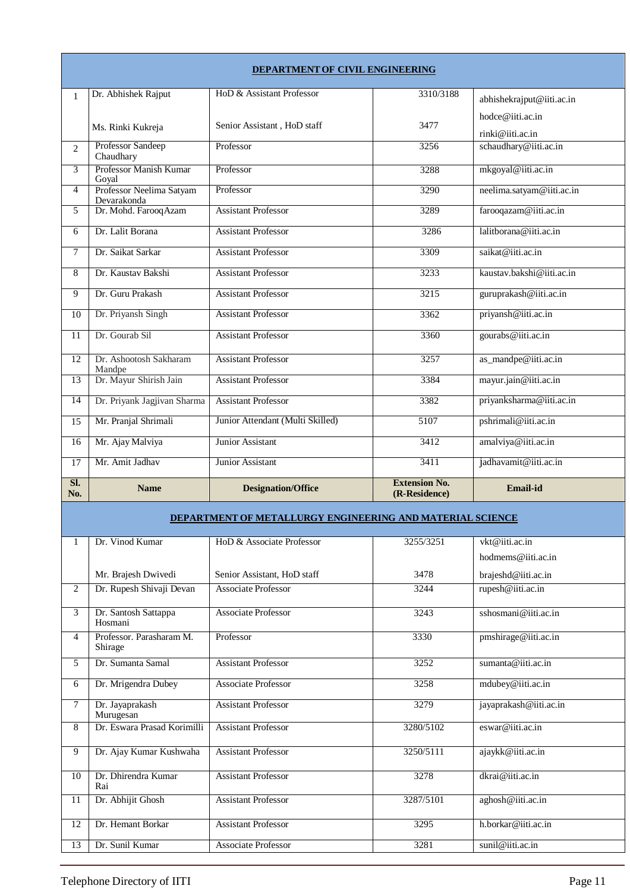## DEPARTMENT OF CIVIL ENGINEERING

| Sl. No. | Name | Designation/Office | Extension No. (R-Residence) | Email-id |
|---|---|---|---|---|
| 1 | Dr. Abhishek Rajput | HoD & Assistant Professor | 3310/3188 | abhishekrajput@iiti.ac.in |
| | | | | hodce@iiti.ac.in |
| | Ms. Rinki Kukreja | Senior Assistant , HoD staff | 3477 | rinki@iiti.ac.in |
| 2 | Professor Sandeep Chaudhary | Professor | 3256 | schaudhary@iiti.ac.in |
| 3 | Professor Manish Kumar Goyal | Professor | 3288 | mkgoyal@iiti.ac.in |
| 4 | Professor Neelima Satyam Devarakonda | Professor | 3290 | neelima.satyam@iiti.ac.in |
| 5 | Dr. Mohd. FarooqAzam | Assistant Professor | 3289 | farooqazam@iiti.ac.in |
| 6 | Dr. Lalit Borana | Assistant Professor | 3286 | lalitborana@iiti.ac.in |
| 7 | Dr. Saikat Sarkar | Assistant Professor | 3309 | saikat@iiti.ac.in |
| 8 | Dr. Kaustav Bakshi | Assistant Professor | 3233 | kaustav.bakshi@iiti.ac.in |
| 9 | Dr. Guru Prakash | Assistant Professor | 3215 | guruprakash@iiti.ac.in |
| 10 | Dr. Priyansh Singh | Assistant Professor | 3362 | priyansh@iiti.ac.in |
| 11 | Dr. Gourab Sil | Assistant Professor | 3360 | gourabs@iiti.ac.in |
| 12 | Dr. Ashootosh Sakharam Mandpe | Assistant Professor | 3257 | as_mandpe@iiti.ac.in |
| 13 | Dr. Mayur Shirish Jain | Assistant Professor | 3384 | mayur.jain@iiti.ac.in |
| 14 | Dr. Priyank Jagjivan Sharma | Assistant Professor | 3382 | priyanksharma@iiti.ac.in |
| 15 | Mr. Pranjal Shrimali | Junior Attendant (Multi Skilled) | 5107 | pshrimali@iiti.ac.in |
| 16 | Mr. Ajay Malviya | Junior Assistant | 3412 | amalviya@iiti.ac.in |
| 17 | Mr. Amit Jadhav | Junior Assistant | 3411 | jadhavamit@iiti.ac.in |

## DEPARTMENT OF METALLURGY ENGINEERING AND MATERIAL SCIENCE

| Sl. No. | Name | Designation/Office | Extension No. (R-Residence) | Email-id |
|---|---|---|---|---|
| 1 | Dr. Vinod Kumar | HoD & Associate Professor | 3255/3251 | vkt@iiti.ac.in |
| | | | | hodmems@iiti.ac.in |
| | Mr. Brajesh Dwivedi | Senior Assistant, HoD staff | 3478 | brajeshd@iiti.ac.in |
| 2 | Dr. Rupesh Shivaji Devan | Associate Professor | 3244 | rupesh@iiti.ac.in |
| 3 | Dr. Santosh Sattappa Hosmani | Associate Professor | 3243 | sshosmani@iiti.ac.in |
| 4 | Professor. Parasharam M. Shirage | Professor | 3330 | pmshirage@iiti.ac.in |
| 5 | Dr. Sumanta Samal | Assistant Professor | 3252 | sumanta@iiti.ac.in |
| 6 | Dr. Mrigendra Dubey | Associate Professor | 3258 | mdubey@iiti.ac.in |
| 7 | Dr. Jayaprakash Murugesan | Assistant Professor | 3279 | jayaprakash@iiti.ac.in |
| 8 | Dr. Eswara Prasad Korimilli | Assistant Professor | 3280/5102 | eswar@iiti.ac.in |
| 9 | Dr. Ajay Kumar Kushwaha | Assistant Professor | 3250/5111 | ajaykk@iiti.ac.in |
| 10 | Dr. Dhirendra Kumar Rai | Assistant Professor | 3278 | dkrai@iiti.ac.in |
| 11 | Dr. Abhijit Ghosh | Assistant Professor | 3287/5101 | aghosh@iiti.ac.in |
| 12 | Dr. Hemant Borkar | Assistant Professor | 3295 | h.borkar@iiti.ac.in |
| 13 | Dr. Sunil Kumar | Associate Professor | 3281 | sunil@iiti.ac.in |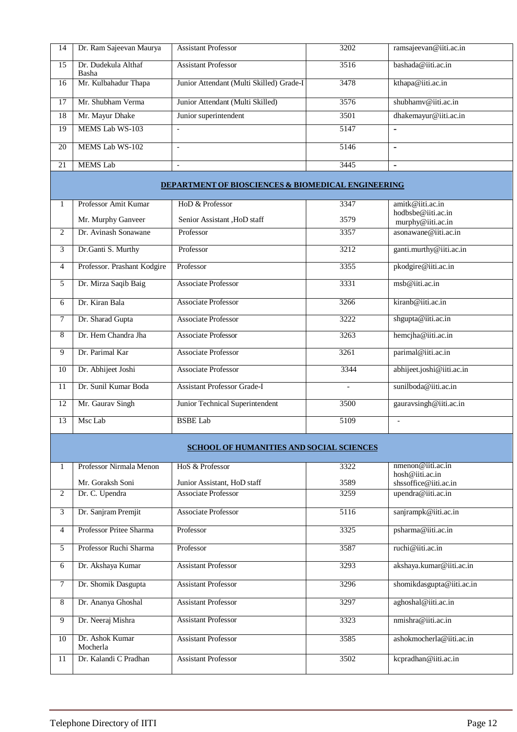| | | | | |
|---|---|---|---|---|
| 14 | Dr. Ram Sajeevan Maurya | Assistant Professor | 3202 | ramsajeevan@iiti.ac.in |
| 15 | Dr. Dudekula Althaf Basha | Assistant Professor | 3516 | bashada@iiti.ac.in |
| 16 | Mr. Kulbahadur Thapa | Junior Attendant (Multi Skilled) Grade-I | 3478 | kthapa@iiti.ac.in |
| 17 | Mr. Shubham Verma | Junior Attendant (Multi Skilled) | 3576 | shubhamv@iiti.ac.in |
| 18 | Mr. Mayur Dhake | Junior superintendent | 3501 | dhakemayur@iiti.ac.in |
| 19 | MEMS Lab WS-103 | - | 5147 | - |
| 20 | MEMS Lab WS-102 | - | 5146 | - |
| 21 | MEMS Lab | - | 3445 | - |

## DEPARTMENT OF BIOSCIENCES & BIOMEDICAL ENGINEERING

| | | | | |
|---|---|---|---|---|
| 1 | Professor Amit Kumar<br>Mr. Murphy Ganveer | HoD & Professor<br>Senior Assistant ,HoD staff | 3347<br>3579 | amitk@iiti.ac.in<br>hodbsbe@iiti.ac.in<br>murphy@iiti.ac.in |
| 2 | Dr. Avinash Sonawane | Professor | 3357 | asonawane@iiti.ac.in |
| 3 | Dr.Ganti S. Murthy | Professor | 3212 | ganti.murthy@iiti.ac.in |
| 4 | Professor. Prashant Kodgire | Professor | 3355 | pkodgire@iiti.ac.in |
| 5 | Dr. Mirza Saqib Baig | Associate Professor | 3331 | msb@iiti.ac.in |
| 6 | Dr. Kiran Bala | Associate Professor | 3266 | kiranb@iiti.ac.in |
| 7 | Dr. Sharad Gupta | Associate Professor | 3222 | shgupta@iiti.ac.in |
| 8 | Dr. Hem Chandra Jha | Associate Professor | 3263 | hemcjha@iiti.ac.in |
| 9 | Dr. Parimal Kar | Associate Professor | 3261 | parimal@iiti.ac.in |
| 10 | Dr. Abhijeet Joshi | Associate Professor | 3344 | abhijeet.joshi@iiti.ac.in |
| 11 | Dr. Sunil Kumar Boda | Assistant Professor Grade-I | - | sunilboda@iiti.ac.in |
| 12 | Mr. Gaurav Singh | Junior Technical Superintendent | 3500 | gauravsingh@iiti.ac.in |
| 13 | Msc Lab | BSBE Lab | 5109 | - |

## SCHOOL OF HUMANITIES AND SOCIAL SCIENCES

| | | | | |
|---|---|---|---|---|
| 1 | Professor Nirmala Menon<br>Mr. Goraksh Soni | HoS & Professor<br>Junior Assistant, HoD staff | 3322<br>3589 | nmenon@iiti.ac.in<br>hosh@iiti.ac.in<br>shssoffice@iiti.ac.in |
| 2 | Dr. C. Upendra | Associate Professor | 3259 | upendra@iiti.ac.in |
| 3 | Dr. Sanjram Premjit | Associate Professor | 5116 | sanjrampk@iiti.ac.in |
| 4 | Professor Pritee Sharma | Professor | 3325 | psharma@iiti.ac.in |
| 5 | Professor Ruchi Sharma | Professor | 3587 | ruchi@iiti.ac.in |
| 6 | Dr. Akshaya Kumar | Assistant Professor | 3293 | akshaya.kumar@iiti.ac.in |
| 7 | Dr. Shomik Dasgupta | Assistant Professor | 3296 | shomikdasgupta@iiti.ac.in |
| 8 | Dr. Ananya Ghoshal | Assistant Professor | 3297 | aghoshal@iiti.ac.in |
| 9 | Dr. Neeraj Mishra | Assistant Professor | 3323 | nmishra@iiti.ac.in |
| 10 | Dr. Ashok Kumar Mocherla | Assistant Professor | 3585 | ashokmocherla@iiti.ac.in |
| 11 | Dr. Kalandi C Pradhan | Assistant Professor | 3502 | kcpradhan@iiti.ac.in |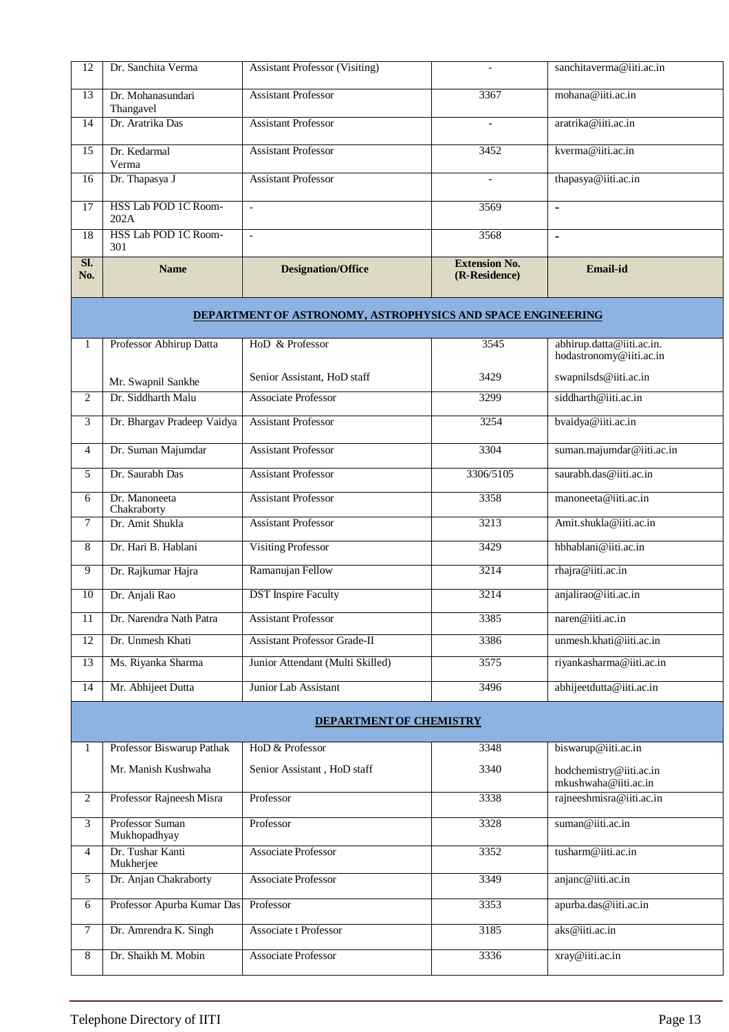| Sl. No. | Name | Designation/Office | Extension No. (R-Residence) | Email-id |
|---|---|---|---|---|
| 12 | Dr. Sanchita Verma | Assistant Professor (Visiting) | - | sanchitaverma@iiti.ac.in |
| 13 | Dr. Mohanasundari Thangavel | Assistant Professor | 3367 | mohana@iiti.ac.in |
| 14 | Dr. Aratrika Das | Assistant Professor | - | aratrika@iiti.ac.in |
| 15 | Dr. Kedarmal Verma | Assistant Professor | 3452 | kverma@iiti.ac.in |
| 16 | Dr. Thapasya J | Assistant Professor | - | thapasya@iiti.ac.in |
| 17 | HSS Lab POD 1C Room-202A | - | 3569 | - |
| 18 | HSS Lab POD 1C Room-301 | - | 3568 | - |

| Sl. No. | Name | Designation/Office | Extension No. (R-Residence) | Email-id |
|---|---|---|---|---|
| | **DEPARTMENT OF ASTRONOMY, ASTROPHYSICS AND SPACE ENGINEERING** | | | |
| 1 | Professor Abhirup Datta | HoD & Professor | 3545 | abhirup.datta@iiti.ac.in. hodastronomy@iiti.ac.in |
| | Mr. Swapnil Sankhe | Senior Assistant, HoD staff | 3429 | swapnilsds@iiti.ac.in |
| 2 | Dr. Siddharth Malu | Associate Professor | 3299 | siddharth@iiti.ac.in |
| 3 | Dr. Bhargav Pradeep Vaidya | Assistant Professor | 3254 | bvaidya@iiti.ac.in |
| 4 | Dr. Suman Majumdar | Assistant Professor | 3304 | suman.majumdar@iiti.ac.in |
| 5 | Dr. Saurabh Das | Assistant Professor | 3306/5105 | saurabh.das@iiti.ac.in |
| 6 | Dr. Manoneeta Chakraborty | Assistant Professor | 3358 | manoneeta@iiti.ac.in |
| 7 | Dr. Amit Shukla | Assistant Professor | 3213 | Amit.shukla@iiti.ac.in |
| 8 | Dr. Hari B. Hablani | Visiting Professor | 3429 | hbhablani@iiti.ac.in |
| 9 | Dr. Rajkumar Hajra | Ramanujan Fellow | 3214 | rhajra@iiti.ac.in |
| 10 | Dr. Anjali Rao | DST Inspire Faculty | 3214 | anjalirao@iiti.ac.in |
| 11 | Dr. Narendra Nath Patra | Assistant Professor | 3385 | naren@iiti.ac.in |
| 12 | Dr. Unmesh Khati | Assistant Professor Grade-II | 3386 | unmesh.khati@iiti.ac.in |
| 13 | Ms. Riyanka Sharma | Junior Attendant (Multi Skilled) | 3575 | riyankasharma@iiti.ac.in |
| 14 | Mr. Abhijeet Dutta | Junior Lab Assistant | 3496 | abhijeetdutta@iiti.ac.in |
| | **DEPARTMENT OF CHEMISTRY** | | | |
| 1 | Professor Biswarup Pathak | HoD & Professor | 3348 | biswarup@iiti.ac.in |
| | Mr. Manish Kushwaha | Senior Assistant , HoD staff | 3340 | hodchemistry@iiti.ac.in mkushwaha@iiti.ac.in |
| 2 | Professor Rajneesh Misra | Professor | 3338 | rajneeshmisra@iiti.ac.in |
| 3 | Professor Suman Mukhopadhyay | Professor | 3328 | suman@iiti.ac.in |
| 4 | Dr. Tushar Kanti Mukherjee | Associate Professor | 3352 | tusharm@iiti.ac.in |
| 5 | Dr. Anjan Chakraborty | Associate Professor | 3349 | anjanc@iiti.ac.in |
| 6 | Professor Apurba Kumar Das | Professor | 3353 | apurba.das@iiti.ac.in |
| 7 | Dr. Amrendra K. Singh | Associate t Professor | 3185 | aks@iiti.ac.in |
| 8 | Dr. Shaikh M. Mobin | Associate Professor | 3336 | xray@iiti.ac.in |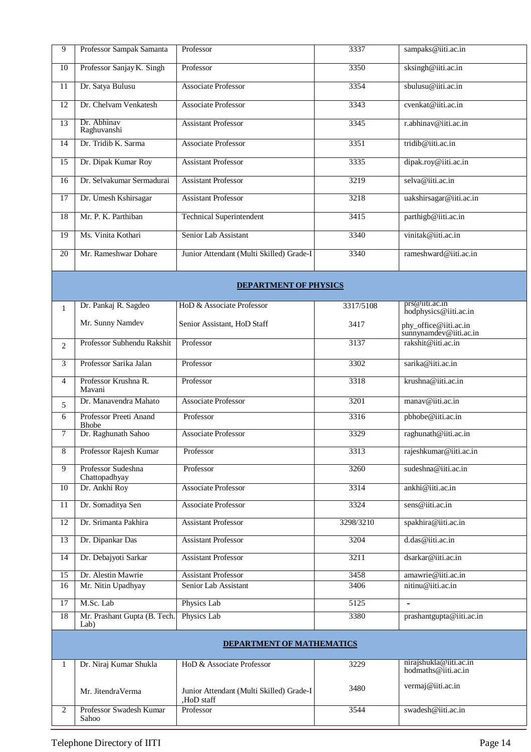| 9 | Professor Sampak Samanta | Professor | 3337 | sampaks@iiti.ac.in |
|---|---|---|---|---|
| 10 | Professor Sanjay K. Singh | Professor | 3350 | sksingh@iiti.ac.in |
| 11 | Dr. Satya Bulusu | Associate Professor | 3354 | sbulusu@iiti.ac.in |
| 12 | Dr. Chelvam Venkatesh | Associate Professor | 3343 | cvenkat@iiti.ac.in |
| 13 | Dr. Abhinav Raghuvanshi | Assistant Professor | 3345 | r.abhinav@iiti.ac.in |
| 14 | Dr. Tridib K. Sarma | Associate Professor | 3351 | tridib@iiti.ac.in |
| 15 | Dr. Dipak Kumar Roy | Assistant Professor | 3335 | dipak.roy@iiti.ac.in |
| 16 | Dr. Selvakumar Sermadurai | Assistant Professor | 3219 | selva@iiti.ac.in |
| 17 | Dr. Umesh Kshirsagar | Assistant Professor | 3218 | uakshirsagar@iiti.ac.in |
| 18 | Mr. P. K. Parthiban | Technical Superintendent | 3415 | parthigb@iiti.ac.in |
| 19 | Ms. Vinita Kothari | Senior Lab Assistant | 3340 | vinitak@iiti.ac.in |
| 20 | Mr. Rameshwar Dohare | Junior Attendant (Multi Skilled) Grade-I | 3340 | rameshward@iiti.ac.in |
| | | **DEPARTMENT OF PHYSICS** | | |
| 1 | Dr. Pankaj R. Sagdeo<br>Mr. Sunny Namdev | HoD & Associate Professor<br>Senior Assistant, HoD Staff | 3317/5108<br>3417 | prs@iiti.ac.in<br>hodphysics@iiti.ac.in<br>phy_office@iiti.ac.in<br>sunnynamdev@iiti.ac.in |
| 2 | Professor Subhendu Rakshit | Professor | 3137 | rakshit@iiti.ac.in |
| 3 | Professor Sarika Jalan | Professor | 3302 | sarika@iiti.ac.in |
| 4 | Professor Krushna R. Mavani | Professor | 3318 | krushna@iiti.ac.in |
| 5 | Dr. Manavendra Mahato | Associate Professor | 3201 | manav@iiti.ac.in |
| 6 | Professor Preeti Anand Bhobe | Professor | 3316 | pbhobe@iiti.ac.in |
| 7 | Dr. Raghunath Sahoo | Associate Professor | 3329 | raghunath@iiti.ac.in |
| 8 | Professor Rajesh Kumar | Professor | 3313 | rajeshkumar@iiti.ac.in |
| 9 | Professor Sudeshna Chattopadhyay | Professor | 3260 | sudeshna@iiti.ac.in |
| 10 | Dr. Ankhi Roy | Associate Professor | 3314 | ankhi@iiti.ac.in |
| 11 | Dr. Somaditya Sen | Associate Professor | 3324 | sens@iiti.ac.in |
| 12 | Dr. Srimanta Pakhira | Assistant Professor | 3298/3210 | spakhira@iiti.ac.in |
| 13 | Dr. Dipankar Das | Assistant Professor | 3204 | d.das@iiti.ac.in |
| 14 | Dr. Debajyoti Sarkar | Assistant Professor | 3211 | dsarkar@iiti.ac.in |
| 15 | Dr. Alestin Mawrie | Assistant Professor | 3458 | amawrie@iiti.ac.in |
| 16 | Mr. Nitin Upadhyay | Senior Lab Assistant | 3406 | nitinu@iiti.ac.in |
| 17 | M.Sc. Lab | Physics Lab | 5125 | - |
| 18 | Mr. Prashant Gupta (B. Tech. Lab) | Physics Lab | 3380 | prashantgupta@iiti.ac.in |
| | | **DEPARTMENT OF MATHEMATICS** | | |
| 1 | Dr. Niraj Kumar Shukla<br>Mr. JitendraVerma | HoD & Associate Professor<br>Junior Attendant (Multi Skilled) Grade-I ,HoD staff | 3229<br>3480 | nirajshukla@iiti.ac.in<br>hodmaths@iiti.ac.in<br>vermaj@iiti.ac.in |
| 2 | Professor Swadesh Kumar Sahoo | Professor | 3544 | swadesh@iiti.ac.in |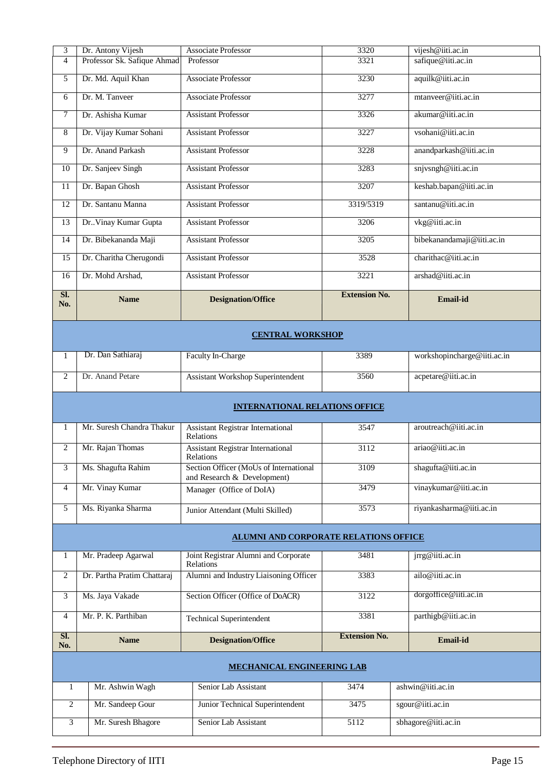| Sl. No. | Name | Designation/Office | Extension No. | Email-id |
|---|---|---|---|---|
| 3 | Dr. Antony Vijesh | Associate Professor | 3320 | vijesh@iiti.ac.in |
| 4 | Professor Sk. Safique Ahmad | Professor | 3321 | safique@iiti.ac.in |
| 5 | Dr. Md. Aquil Khan | Associate Professor | 3230 | aquilk@iiti.ac.in |
| 6 | Dr. M. Tanveer | Associate Professor | 3277 | mtanveer@iiti.ac.in |
| 7 | Dr. Ashisha Kumar | Assistant Professor | 3326 | akumar@iiti.ac.in |
| 8 | Dr. Vijay Kumar Sohani | Assistant Professor | 3227 | vsohani@iiti.ac.in |
| 9 | Dr. Anand Parkash | Assistant Professor | 3228 | anandparkash@iiti.ac.in |
| 10 | Dr. Sanjeev Singh | Assistant Professor | 3283 | snjvsngh@iiti.ac.in |
| 11 | Dr. Bapan Ghosh | Assistant Professor | 3207 | keshab.bapan@iiti.ac.in |
| 12 | Dr. Santanu Manna | Assistant Professor | 3319/5319 | santanu@iiti.ac.in |
| 13 | Dr..Vinay Kumar Gupta | Assistant Professor | 3206 | vkg@iiti.ac.in |
| 14 | Dr. Bibekananda Maji | Assistant Professor | 3205 | bibekanandamaji@iiti.ac.in |
| 15 | Dr. Charitha Cherugondi | Assistant Professor | 3528 | charithac@iiti.ac.in |
| 16 | Dr. Mohd Arshad, | Assistant Professor | 3221 | arshad@iiti.ac.in |

| Sl. No. | Name | Designation/Office | Extension No. | Email-id |
|---|---|---|---|---|
| | | **CENTRAL WORKSHOP** | | |
| 1 | Dr. Dan Sathiaraj | Faculty In-Charge | 3389 | workshopincharge@iiti.ac.in |
| 2 | Dr. Anand Petare | Assistant Workshop Superintendent | 3560 | acpetare@iiti.ac.in |
| | | **INTERNATIONAL RELATIONS OFFICE** | | |
| 1 | Mr. Suresh Chandra Thakur | Assistant Registrar International Relations | 3547 | aroutreach@iiti.ac.in |
| 2 | Mr. Rajan Thomas | Assistant Registrar International Relations | 3112 | ariao@iiti.ac.in |
| 3 | Ms. Shagufta Rahim | Section Officer (MoUs of International and Research & Development) | 3109 | shagufta@iiti.ac.in |
| 4 | Mr. Vinay Kumar | Manager (Office of DoIA) | 3479 | vinaykumar@iiti.ac.in |
| 5 | Ms. Riyanka Sharma | Junior Attendant (Multi Skilled) | 3573 | riyankasharma@iiti.ac.in |
| | | **ALUMNI AND CORPORATE RELATIONS OFFICE** | | |
| 1 | Mr. Pradeep Agarwal | Joint Registrar Alumni and Corporate Relations | 3481 | jrrg@iiti.ac.in |
| 2 | Dr. Partha Pratim Chattaraj | Alumni and Industry Liaisoning Officer | 3383 | ailo@iiti.ac.in |
| 3 | Ms. Jaya Vakade | Section Officer (Office of DoACR) | 3122 | dorgoffice@iiti.ac.in |
| 4 | Mr. P. K. Parthiban | Technical Superintendent | 3381 | parthigb@iiti.ac.in |

| Sl. No. | Name | Designation/Office | Extension No. | Email-id |
|---|---|---|---|---|
| | | **MECHANICAL ENGINEERING LAB** | | |
| 1 | Mr. Ashwin Wagh | Senior Lab Assistant | 3474 | ashwin@iiti.ac.in |
| 2 | Mr. Sandeep Gour | Junior Technical Superintendent | 3475 | sgour@iiti.ac.in |
| 3 | Mr. Suresh Bhagore | Senior Lab Assistant | 5112 | sbhagore@iiti.ac.in |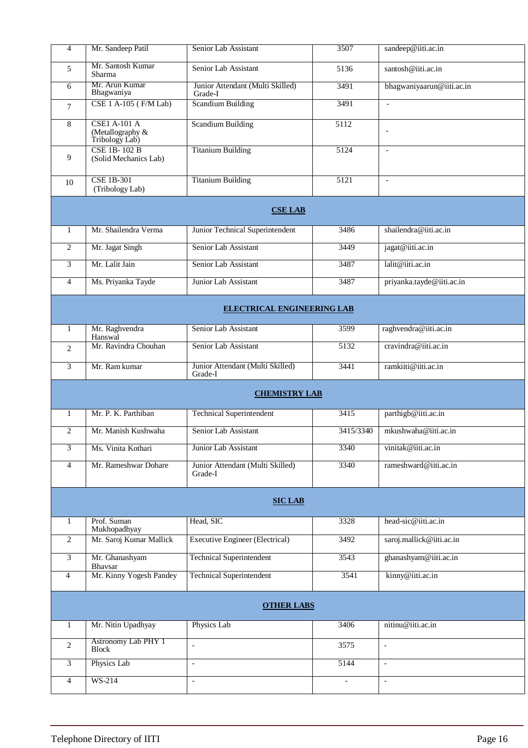| | | | | |
|---|---|---|---|---|
| 4 | Mr. Sandeep Patil | Senior Lab Assistant | 3507 | sandeep@iiti.ac.in |
| 5 | Mr. Santosh Kumar Sharma | Senior Lab Assistant | 5136 | santosh@iiti.ac.in |
| 6 | Mr. Arun Kumar Bhagwaniya | Junior Attendant (Multi Skilled) Grade-I | 3491 | bhagwaniyaarun@iiti.ac.in |
| 7 | CSE 1 A-105 ( F/M Lab) | Scandium Building | 3491 | - |
| 8 | CSE1 A-101 A (Metallography & Tribology Lab) | Scandium Building | 5112 | - |
| 9 | CSE 1B- 102 B (Solid Mechanics Lab) | Titanium Building | 5124 | - |
| 10 | CSE 1B-301 (Tribology Lab) | Titanium Building | 5121 | - |
| | | **CSE LAB** | | |
| 1 | Mr. Shailendra Verma | Junior Technical Superintendent | 3486 | shailendra@iiti.ac.in |
| 2 | Mr. Jagat Singh | Senior Lab Assistant | 3449 | jagat@iiti.ac.in |
| 3 | Mr. Lalit Jain | Senior Lab Assistant | 3487 | lalit@iiti.ac.in |
| 4 | Ms. Priyanka Tayde | Junior Lab Assistant | 3487 | priyanka.tayde@iiti.ac.in |
| | | **ELECTRICAL ENGINEERING LAB** | | |
| 1 | Mr. Raghvendra Hanswal | Senior Lab Assistant | 3599 | raghvendra@iiti.ac.in |
| 2 | Mr. Ravindra Chouhan | Senior Lab Assistant | 5132 | cravindra@iiti.ac.in |
| 3 | Mr. Ram kumar | Junior Attendant (Multi Skilled) Grade-I | 3441 | ramkiiti@iiti.ac.in |
| | | **CHEMISTRY LAB** | | |
| 1 | Mr. P. K. Parthiban | Technical Superintendent | 3415 | parthigb@iiti.ac.in |
| 2 | Mr. Manish Kushwaha | Senior Lab Assistant | 3415/3340 | mkushwaha@iiti.ac.in |
| 3 | Ms. Vinita Kothari | Junior Lab Assistant | 3340 | vinitak@iiti.ac.in |
| 4 | Mr. Rameshwar Dohare | Junior Attendant (Multi Skilled) Grade-I | 3340 | rameshward@iiti.ac.in |
| | | **SIC LAB** | | |
| 1 | Prof. Suman Mukhopadhyay | Head, SIC | 3328 | head-sic@iiti.ac.in |
| 2 | Mr. Saroj Kumar Mallick | Executive Engineer (Electrical) | 3492 | saroj.mallick@iiti.ac.in |
| 3 | Mr. Ghanashyam Bhavsar | Technical Superintendent | 3543 | ghanashyam@iiti.ac.in |
| 4 | Mr. Kinny Yogesh Pandey | Technical Superintendent | 3541 | kinny@iiti.ac.in |
| | | **OTHER LABS** | | |
| 1 | Mr. Nitin Upadhyay | Physics Lab | 3406 | nitinu@iiti.ac.in |
| 2 | Astronomy Lab PHY 1 Block | - | 3575 | - |
| 3 | Physics Lab | - | 5144 | - |
| 4 | WS-214 | - | - | - |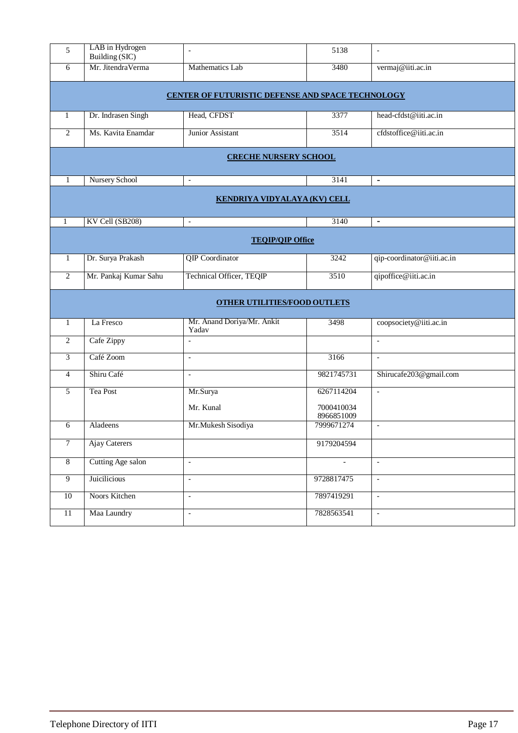| | | | | |
|---|---|---|---|---|
| 5 | LAB in Hydrogen Building (SIC) | - | 5138 | - |
| 6 | Mr. JitendraVerma | Mathematics Lab | 3480 | vermaj@iiti.ac.in |
| **CENTER OF FUTURISTIC DEFENSE AND SPACE TECHNOLOGY** | | | | |
| 1 | Dr. Indrasen Singh | Head, CFDST | 3377 | head-cfdst@iiti.ac.in |
| 2 | Ms. Kavita Enamdar | Junior Assistant | 3514 | cfdstoffice@iiti.ac.in |
| **CRECHE NURSERY SCHOOL** | | | | |
| 1 | Nursery School | - | 3141 | - |
| **KENDRIYA VIDYALAYA (KV) CELL** | | | | |
| 1 | KV Cell (SB208) | - | 3140 | - |
| **TEQIP/QIP Office** | | | | |
| 1 | Dr. Surya Prakash | QIP Coordinator | 3242 | qip-coordinator@iiti.ac.in |
| 2 | Mr. Pankaj Kumar Sahu | Technical Officer, TEQIP | 3510 | qipoffice@iiti.ac.in |
| **OTHER UTILITIES/FOOD OUTLETS** | | | | |
| 1 | La Fresco | Mr. Anand Doriya/Mr. Ankit Yadav | 3498 | coopsociety@iiti.ac.in |
| 2 | Cafe Zippy | - | | - |
| 3 | Café Zoom | - | 3166 | - |
| 4 | Shiru Café | - | 9821745731 | Shirucafe203@gmail.com |
| 5 | Tea Post | Mr.Surya<br>Mr. Kunal | 6267114204<br>7000410034<br>8966851009 | - |
| 6 | Aladeens | Mr.Mukesh Sisodiya | 7999671274 | - |
| 7 | Ajay Caterers | | 9179204594 | |
| 8 | Cutting Age salon | - | - | - |
| 9 | Juicilicious | - | 9728817475 | - |
| 10 | Noors Kitchen | - | 7897419291 | - |
| 11 | Maa Laundry | - | 7828563541 | - |